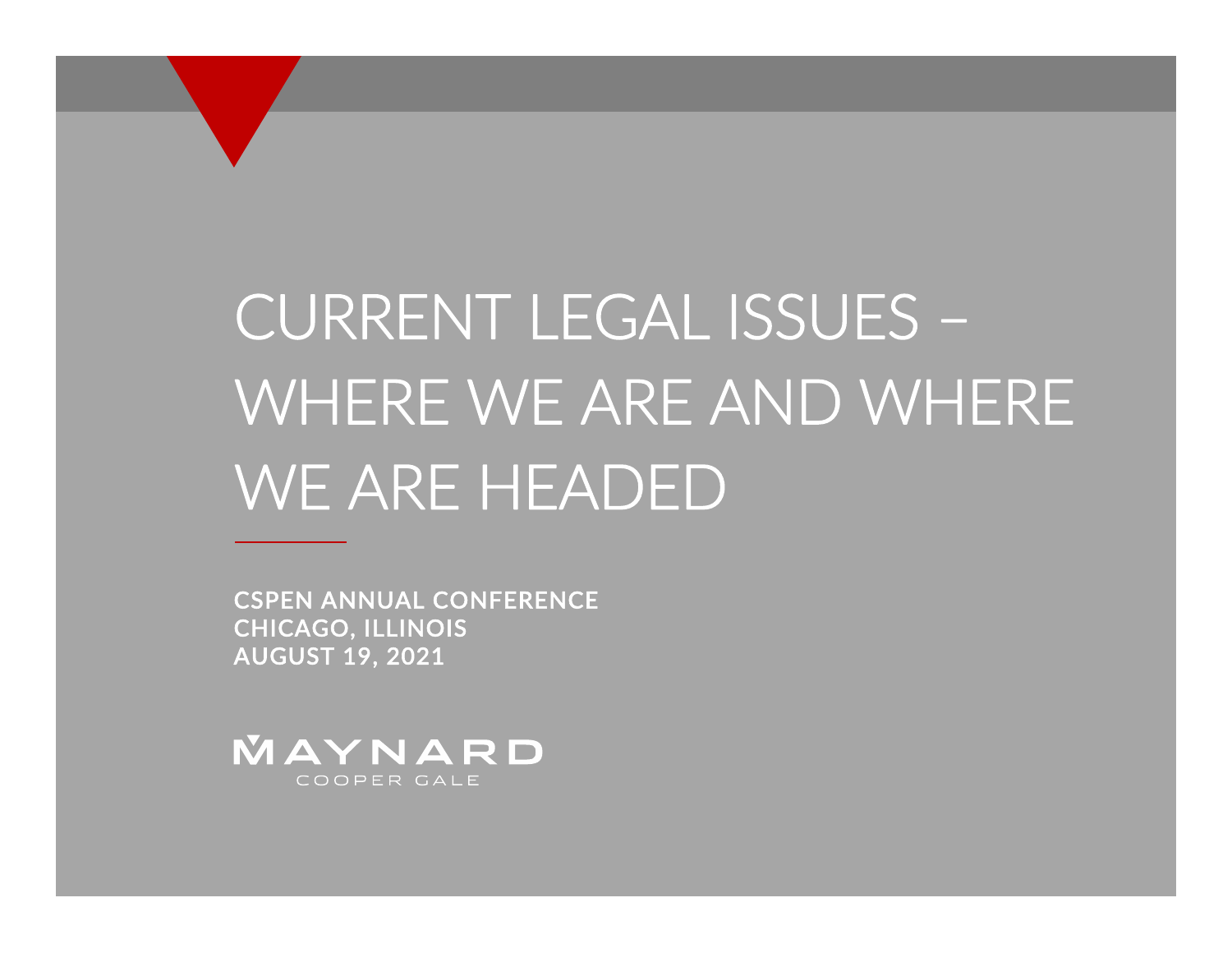# CURRENT LEGAL ISSUES – WHERE WE ARE AND WHERE WE ARE HEADED

**CSPEN ANNUAL CONFERENCE**
**CHICAGO, ILLINOIS**
**AUGUST 19, 2021**

MAYNARD
COOPER GALE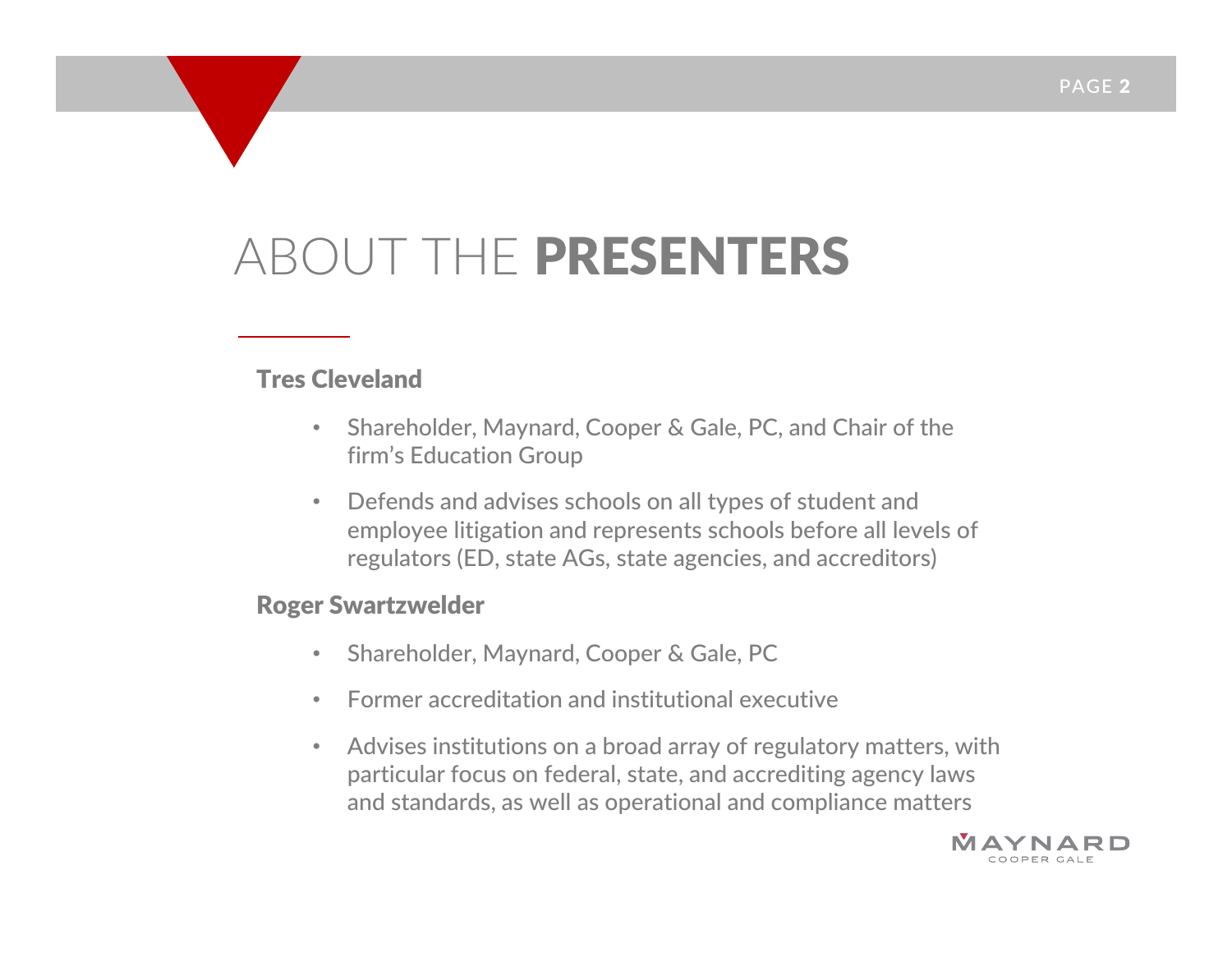# ABOUT THE PRESENTERS

**Tres Cleveland**

- Shareholder, Maynard, Cooper & Gale, PC, and Chair of the firm's Education Group
- Defends and advises schools on all types of student and employee litigation and represents schools before all levels of regulators (ED, state AGs, state agencies, and accreditors)

**Roger Swartzwelder**

- Shareholder, Maynard, Cooper & Gale, PC
- Former accreditation and institutional executive
- Advises institutions on a broad array of regulatory matters, with particular focus on federal, state, and accrediting agency laws and standards, as well as operational and compliance matters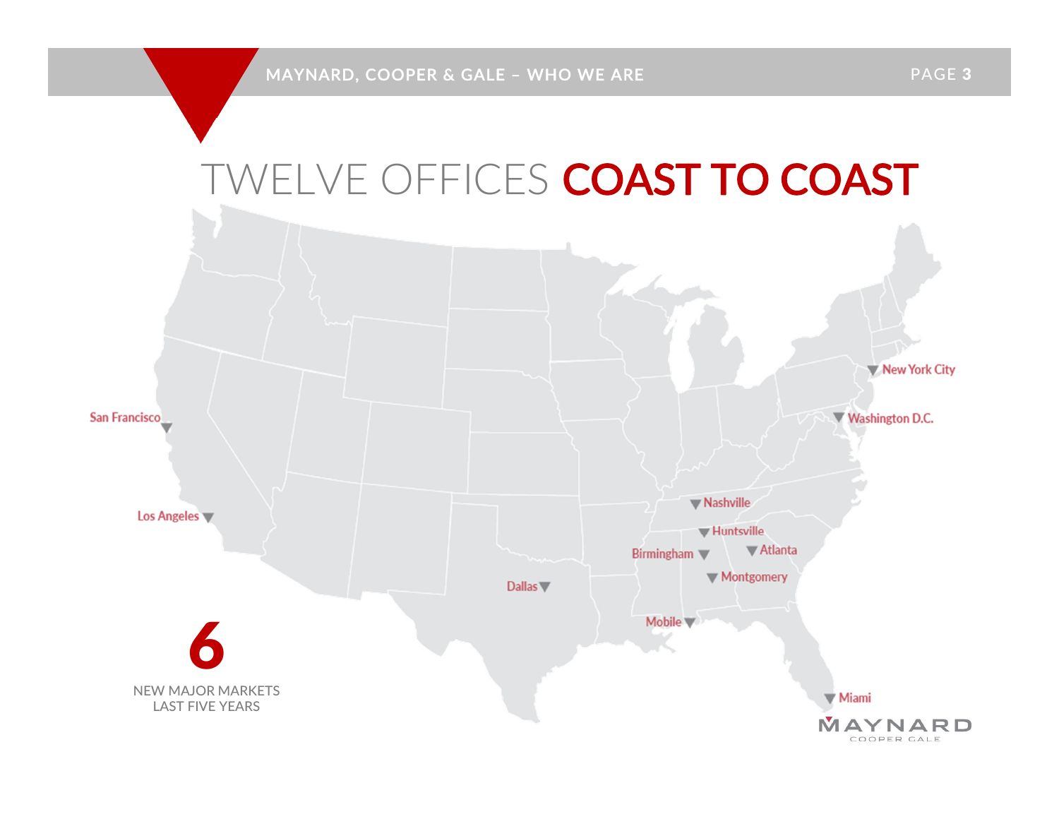# TWELVE OFFICES **COAST TO COAST**

San Francisco

Los Angeles

Dallas

Nashville

Huntsville

Birmingham

Atlanta

Montgomery

Mobile

Miami

New York City

Washington D.C.

**6**

NEW MAJOR MARKETS
LAST FIVE YEARS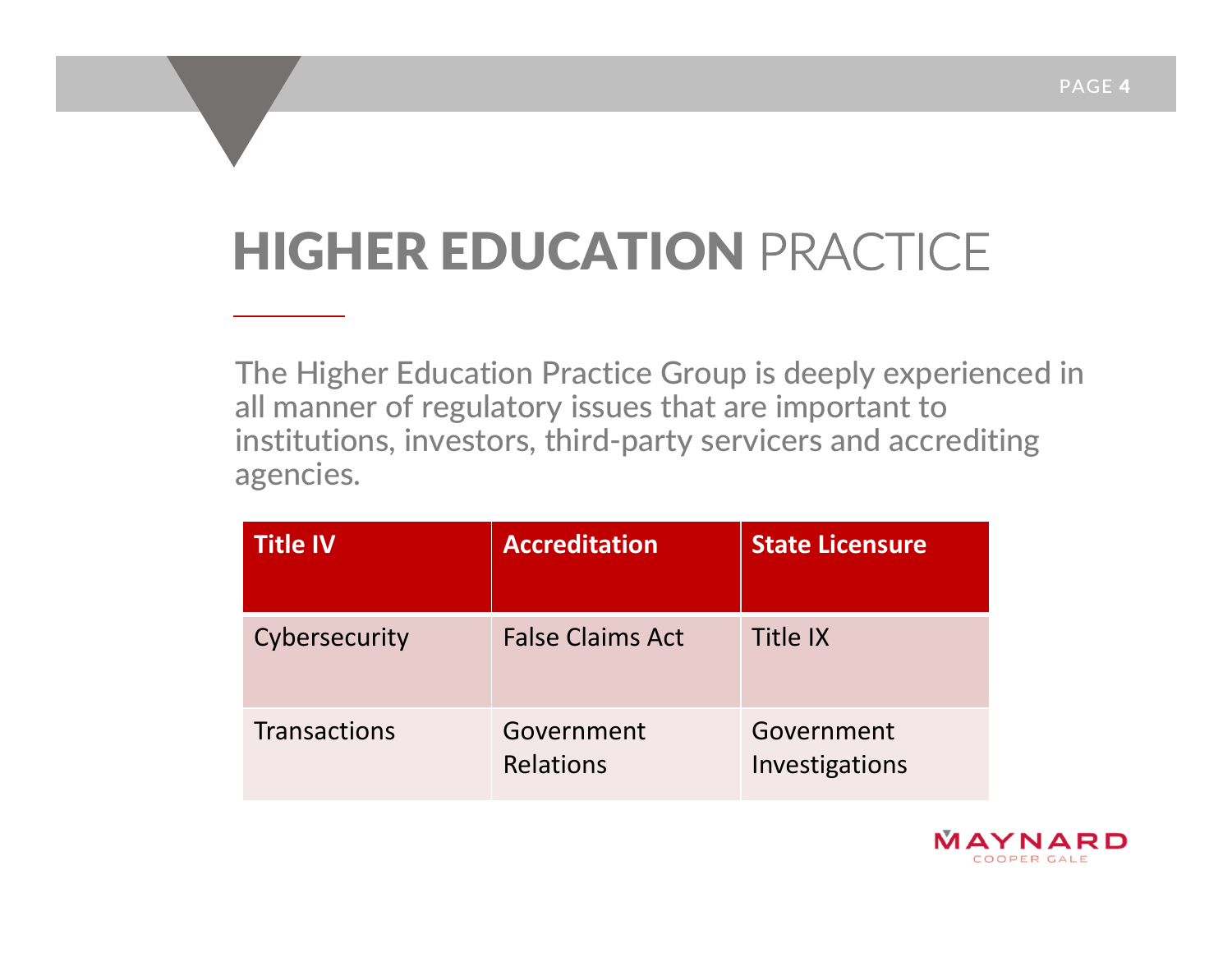# HIGHER EDUCATION PRACTICE

The Higher Education Practice Group is deeply experienced in all manner of regulatory issues that are important to institutions, investors, third-party servicers and accrediting agencies.

| Title IV | Accreditation | State Licensure |
|---|---|---|
| Cybersecurity | False Claims Act | Title IX |
| Transactions | Government Relations | Government Investigations |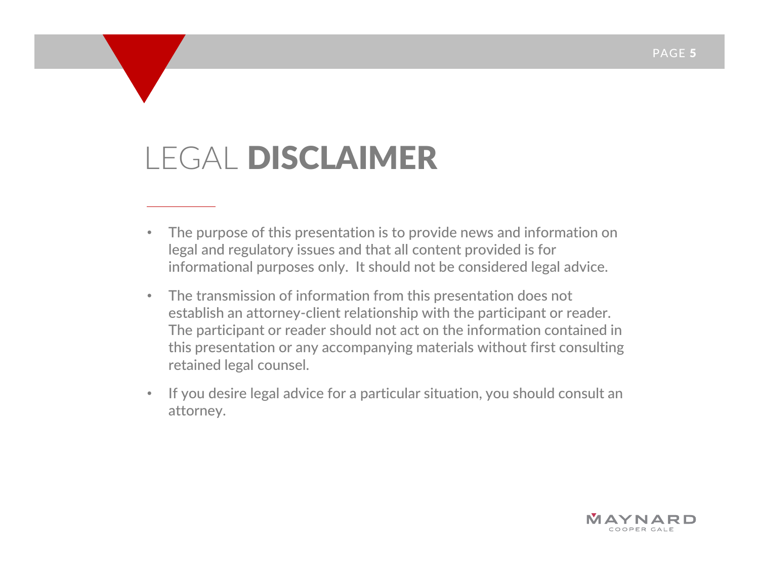# LEGAL DISCLAIMER

- The purpose of this presentation is to provide news and information on legal and regulatory issues and that all content provided is for informational purposes only. It should not be considered legal advice.
- The transmission of information from this presentation does not establish an attorney-client relationship with the participant or reader. The participant or reader should not act on the information contained in this presentation or any accompanying materials without first consulting retained legal counsel.
- If you desire legal advice for a particular situation, you should consult an attorney.

MAYNARD
COOPER GALE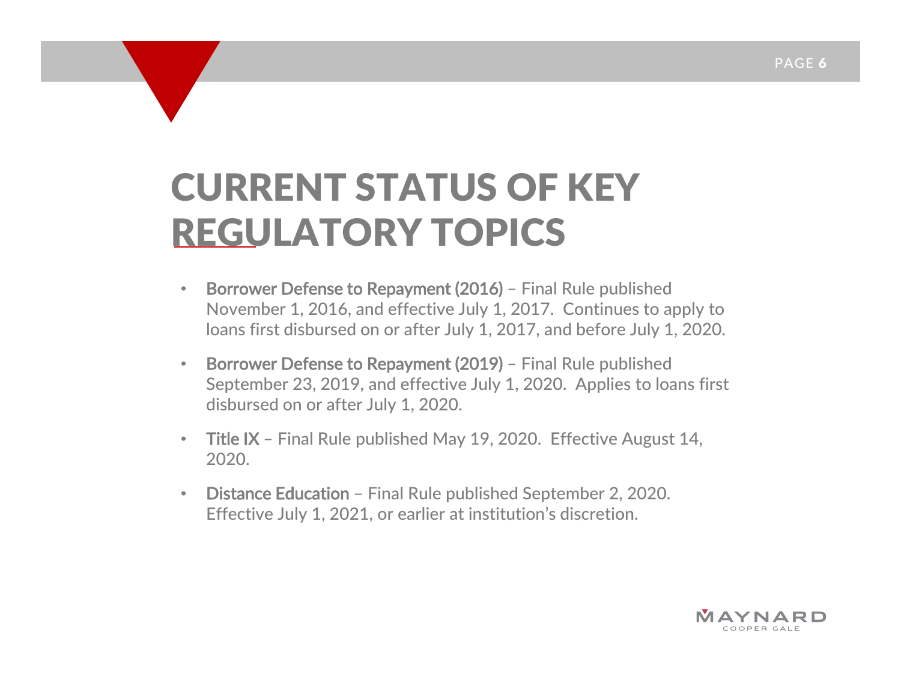# CURRENT STATUS OF KEY REGULATORY TOPICS

- **Borrower Defense to Repayment (2016)** – Final Rule published November 1, 2016, and effective July 1, 2017. Continues to apply to loans first disbursed on or after July 1, 2017, and before July 1, 2020.
- **Borrower Defense to Repayment (2019)** – Final Rule published September 23, 2019, and effective July 1, 2020. Applies to loans first disbursed on or after July 1, 2020.
- **Title IX** – Final Rule published May 19, 2020. Effective August 14, 2020.
- **Distance Education** – Final Rule published September 2, 2020. Effective July 1, 2021, or earlier at institution's discretion.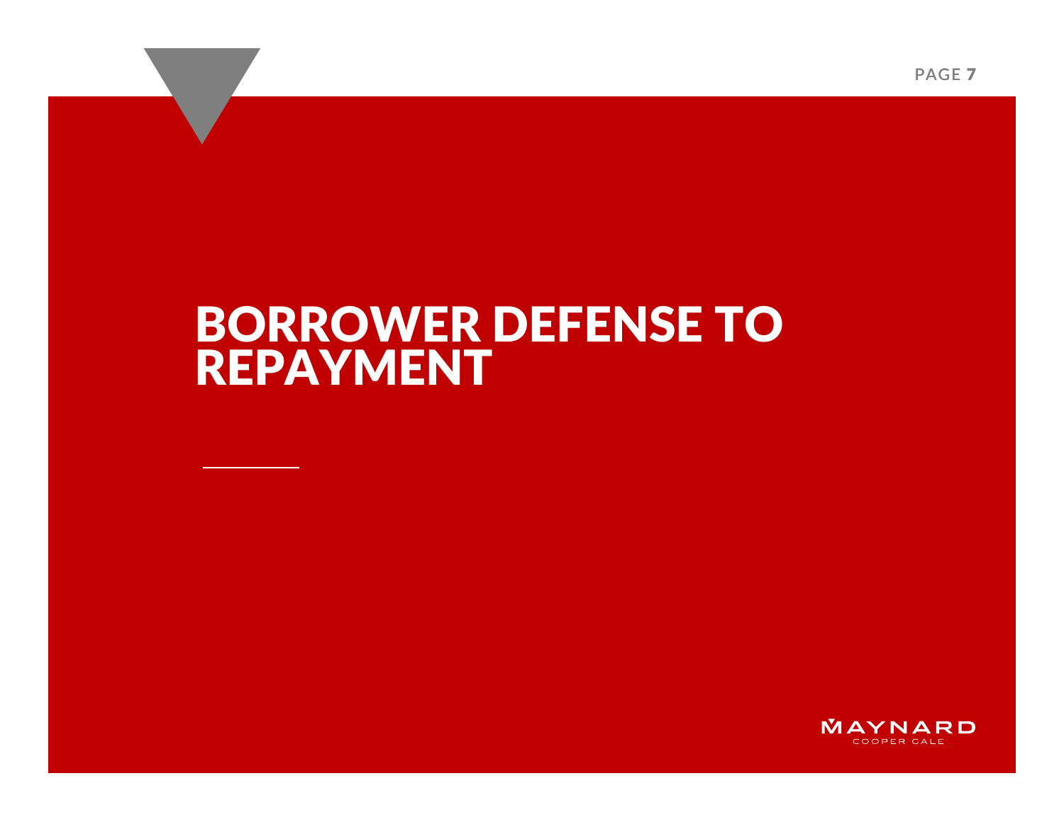# BORROWER DEFENSE TO REPAYMENT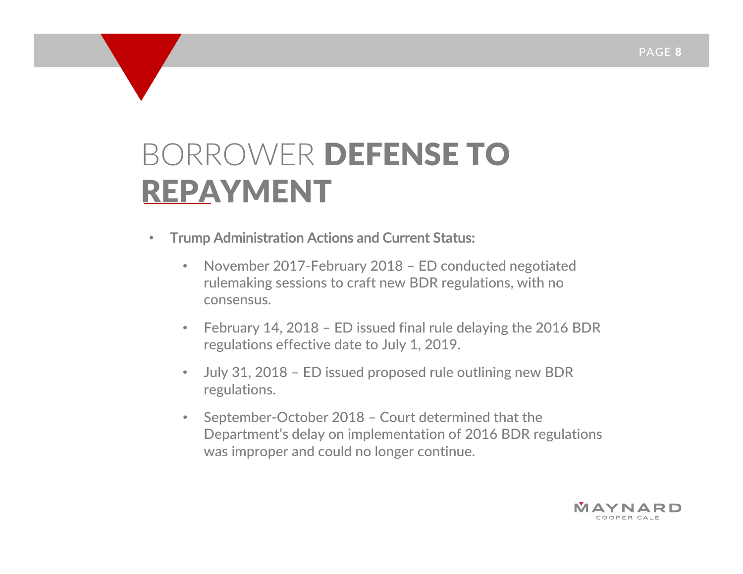# BORROWER DEFENSE TO REPAYMENT

- **Trump Administration Actions and Current Status:**
  - November 2017-February 2018 – ED conducted negotiated rulemaking sessions to craft new BDR regulations, with no consensus.
  - February 14, 2018 – ED issued final rule delaying the 2016 BDR regulations effective date to July 1, 2019.
  - July 31, 2018 – ED issued proposed rule outlining new BDR regulations.
  - September-October 2018 – Court determined that the Department's delay on implementation of 2016 BDR regulations was improper and could no longer continue.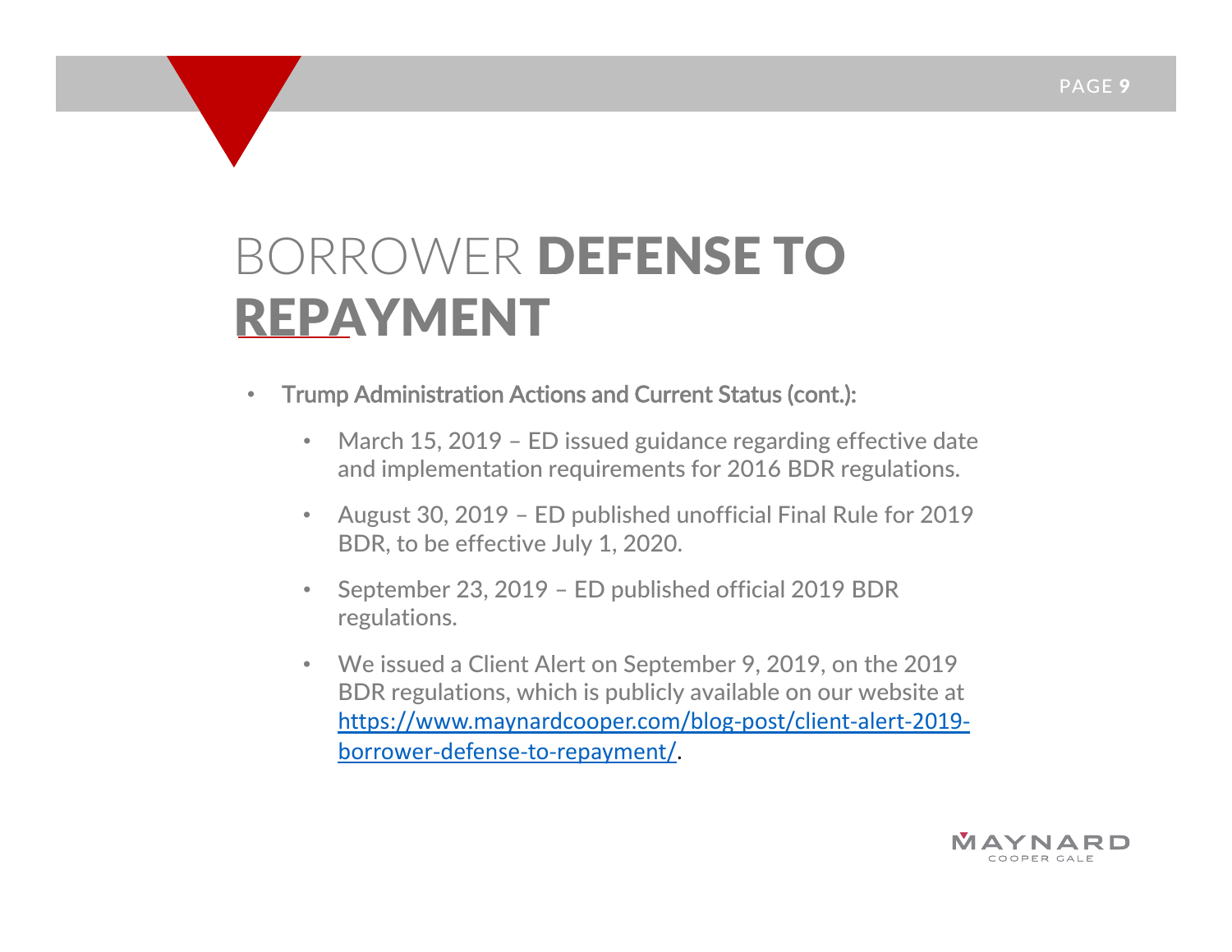# BORROWER **DEFENSE TO REPAYMENT**

- **Trump Administration Actions and Current Status (cont.):**
  - March 15, 2019 – ED issued guidance regarding effective date and implementation requirements for 2016 BDR regulations.
  - August 30, 2019 – ED published unofficial Final Rule for 2019 BDR, to be effective July 1, 2020.
  - September 23, 2019 – ED published official 2019 BDR regulations.
  - We issued a Client Alert on September 9, 2019, on the 2019 BDR regulations, which is publicly available on our website at https://www.maynardcooper.com/blog-post/client-alert-2019-borrower-defense-to-repayment/.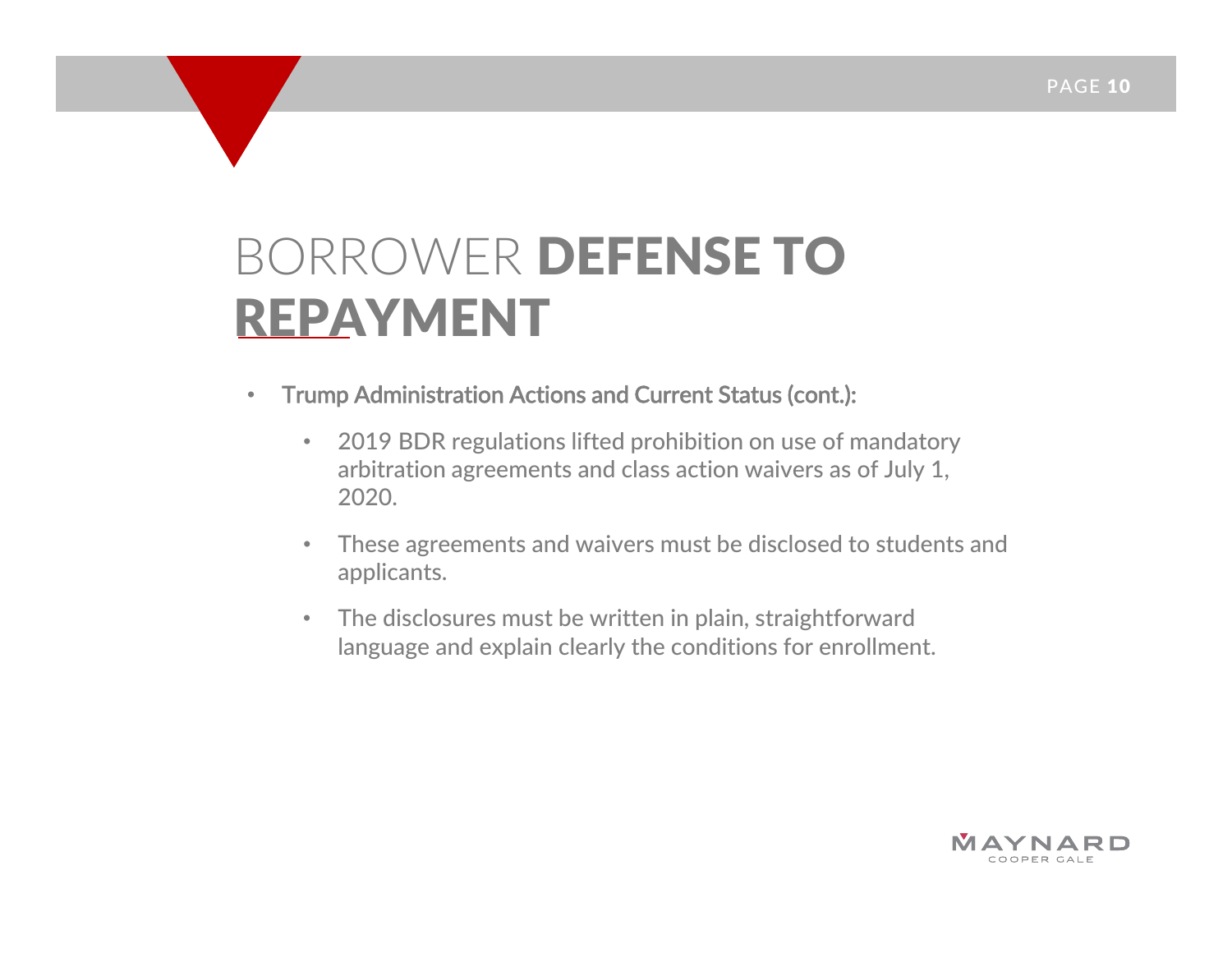# BORROWER **DEFENSE TO REPAYMENT**

- **Trump Administration Actions and Current Status (cont.):**
  - 2019 BDR regulations lifted prohibition on use of mandatory arbitration agreements and class action waivers as of July 1, 2020.
  - These agreements and waivers must be disclosed to students and applicants.
  - The disclosures must be written in plain, straightforward language and explain clearly the conditions for enrollment.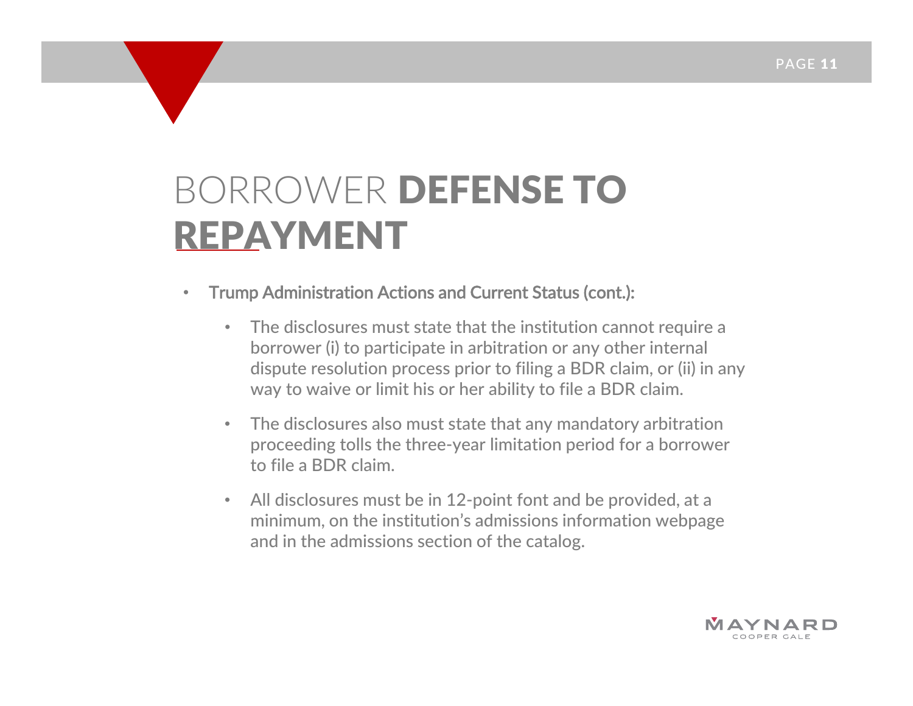# BORROWER **DEFENSE TO REPAYMENT**

- **Trump Administration Actions and Current Status (cont.):**
  - The disclosures must state that the institution cannot require a borrower (i) to participate in arbitration or any other internal dispute resolution process prior to filing a BDR claim, or (ii) in any way to waive or limit his or her ability to file a BDR claim.
  - The disclosures also must state that any mandatory arbitration proceeding tolls the three-year limitation period for a borrower to file a BDR claim.
  - All disclosures must be in 12-point font and be provided, at a minimum, on the institution's admissions information webpage and in the admissions section of the catalog.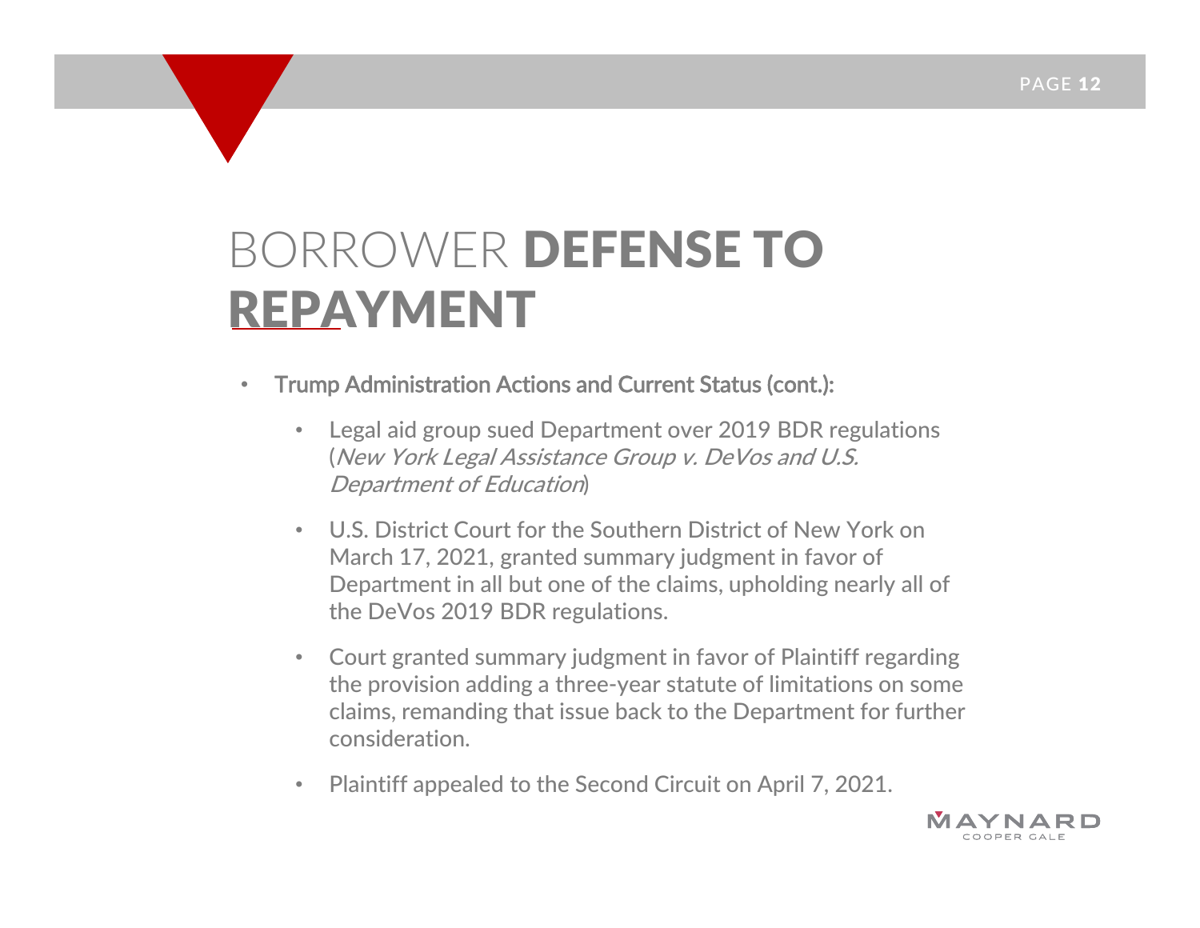# BORROWER **DEFENSE TO REPAYMENT**

- **Trump Administration Actions and Current Status (cont.):**
  - Legal aid group sued Department over 2019 BDR regulations (*New York Legal Assistance Group v. DeVos and U.S. Department of Education*)
  - U.S. District Court for the Southern District of New York on March 17, 2021, granted summary judgment in favor of Department in all but one of the claims, upholding nearly all of the DeVos 2019 BDR regulations.
  - Court granted summary judgment in favor of Plaintiff regarding the provision adding a three-year statute of limitations on some claims, remanding that issue back to the Department for further consideration.
  - Plaintiff appealed to the Second Circuit on April 7, 2021.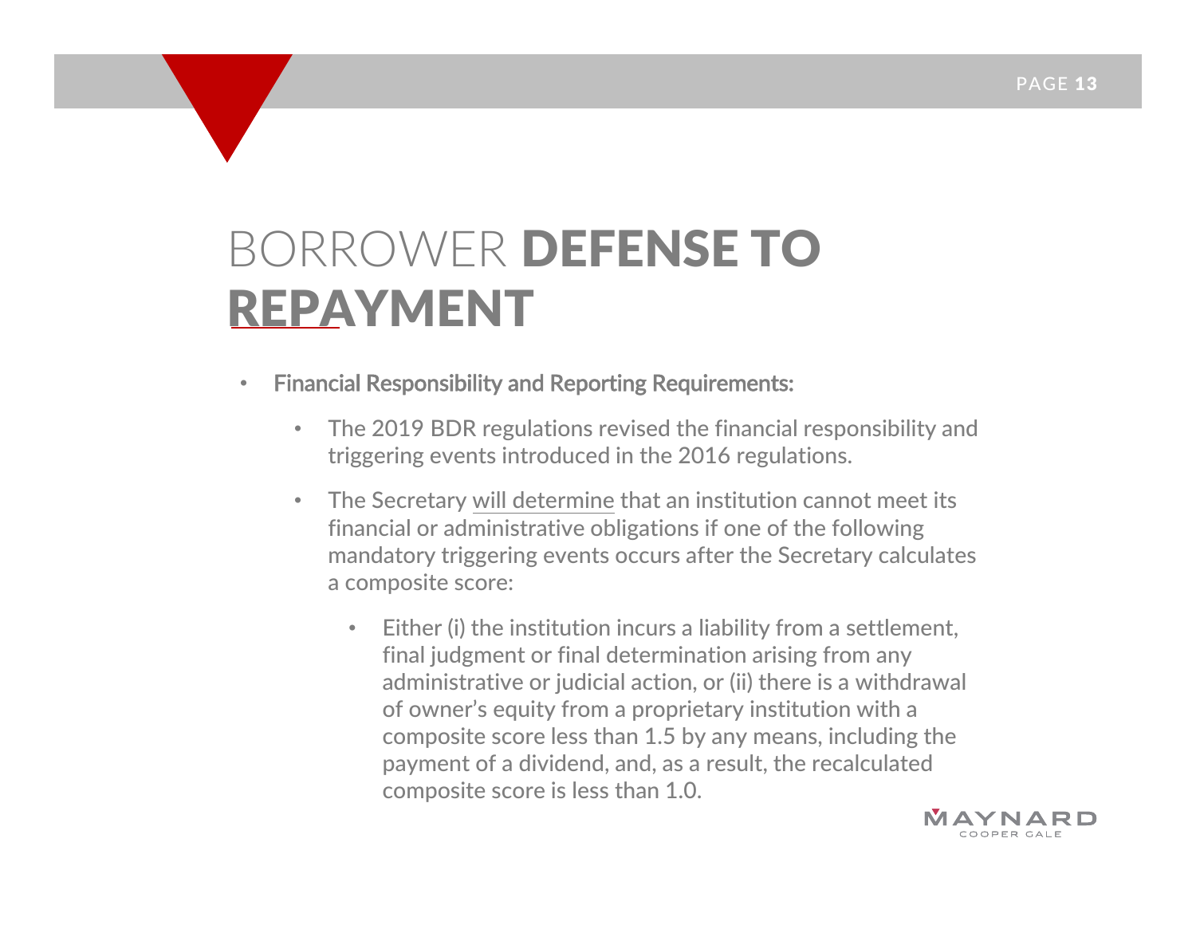# BORROWER **DEFENSE TO REPAYMENT**

- **Financial Responsibility and Reporting Requirements:**
  - The 2019 BDR regulations revised the financial responsibility and triggering events introduced in the 2016 regulations.
  - The Secretary will determine that an institution cannot meet its financial or administrative obligations if one of the following mandatory triggering events occurs after the Secretary calculates a composite score:
    - Either (i) the institution incurs a liability from a settlement, final judgment or final determination arising from any administrative or judicial action, or (ii) there is a withdrawal of owner's equity from a proprietary institution with a composite score less than 1.5 by any means, including the payment of a dividend, and, as a result, the recalculated composite score is less than 1.0.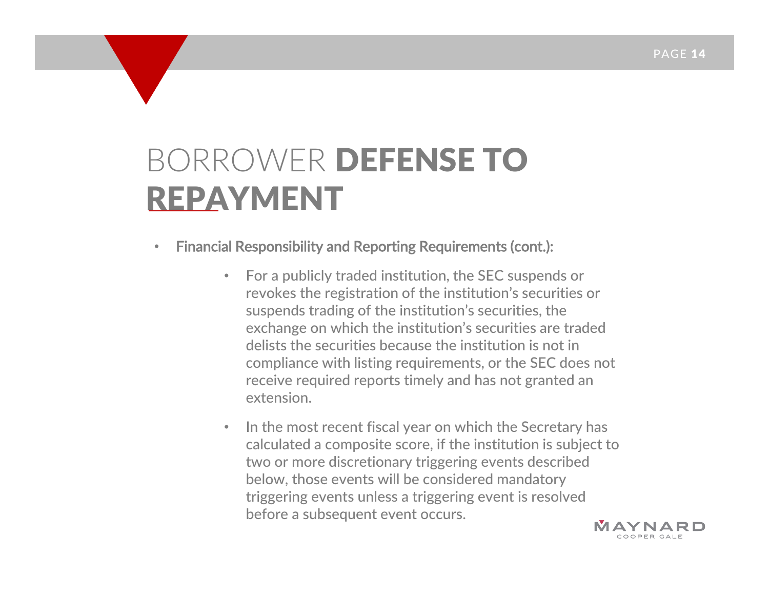# BORROWER **DEFENSE TO REPAYMENT**

- **Financial Responsibility and Reporting Requirements (cont.):**
  - For a publicly traded institution, the SEC suspends or revokes the registration of the institution's securities or suspends trading of the institution's securities, the exchange on which the institution's securities are traded delists the securities because the institution is not in compliance with listing requirements, or the SEC does not receive required reports timely and has not granted an extension.
  - In the most recent fiscal year on which the Secretary has calculated a composite score, if the institution is subject to two or more discretionary triggering events described below, those events will be considered mandatory triggering events unless a triggering event is resolved before a subsequent event occurs.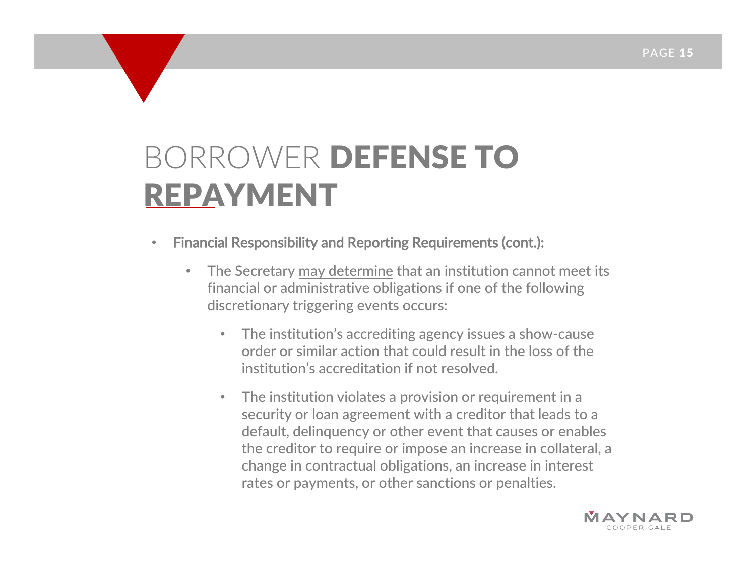# BORROWER **DEFENSE TO REPAYMENT**

- **Financial Responsibility and Reporting Requirements (cont.):**
  - The Secretary may determine that an institution cannot meet its financial or administrative obligations if one of the following discretionary triggering events occurs:
    - The institution's accrediting agency issues a show-cause order or similar action that could result in the loss of the institution's accreditation if not resolved.
    - The institution violates a provision or requirement in a security or loan agreement with a creditor that leads to a default, delinquency or other event that causes or enables the creditor to require or impose an increase in collateral, a change in contractual obligations, an increase in interest rates or payments, or other sanctions or penalties.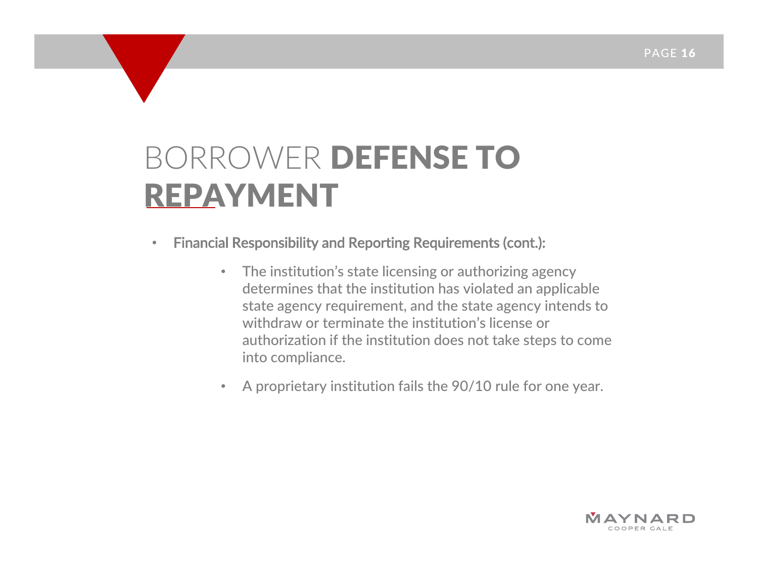# BORROWER **DEFENSE TO REPAYMENT**

- **Financial Responsibility and Reporting Requirements (cont.):**
  - The institution's state licensing or authorizing agency determines that the institution has violated an applicable state agency requirement, and the state agency intends to withdraw or terminate the institution's license or authorization if the institution does not take steps to come into compliance.
  - A proprietary institution fails the 90/10 rule for one year.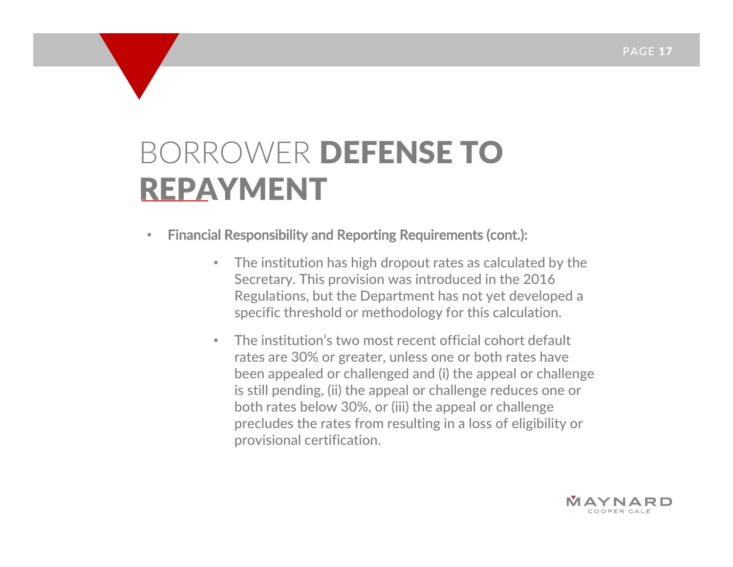# BORROWER DEFENSE TO REPAYMENT

- **Financial Responsibility and Reporting Requirements (cont.):**
  - The institution has high dropout rates as calculated by the Secretary. This provision was introduced in the 2016 Regulations, but the Department has not yet developed a specific threshold or methodology for this calculation.
  - The institution's two most recent official cohort default rates are 30% or greater, unless one or both rates have been appealed or challenged and (i) the appeal or challenge is still pending, (ii) the appeal or challenge reduces one or both rates below 30%, or (iii) the appeal or challenge precludes the rates from resulting in a loss of eligibility or provisional certification.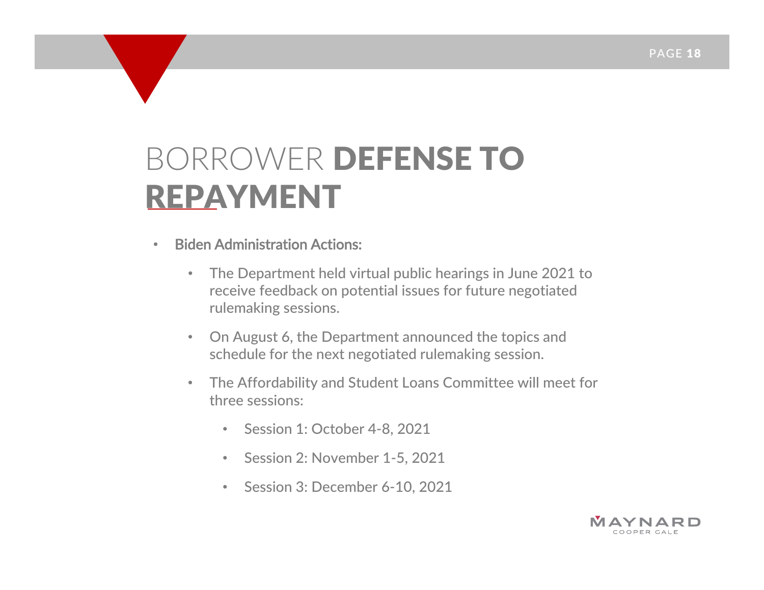# BORROWER **DEFENSE TO REPAYMENT**

- **Biden Administration Actions:**
  - The Department held virtual public hearings in June 2021 to receive feedback on potential issues for future negotiated rulemaking sessions.
  - On August 6, the Department announced the topics and schedule for the next negotiated rulemaking session.
  - The Affordability and Student Loans Committee will meet for three sessions:
    - Session 1: October 4-8, 2021
    - Session 2: November 1-5, 2021
    - Session 3: December 6-10, 2021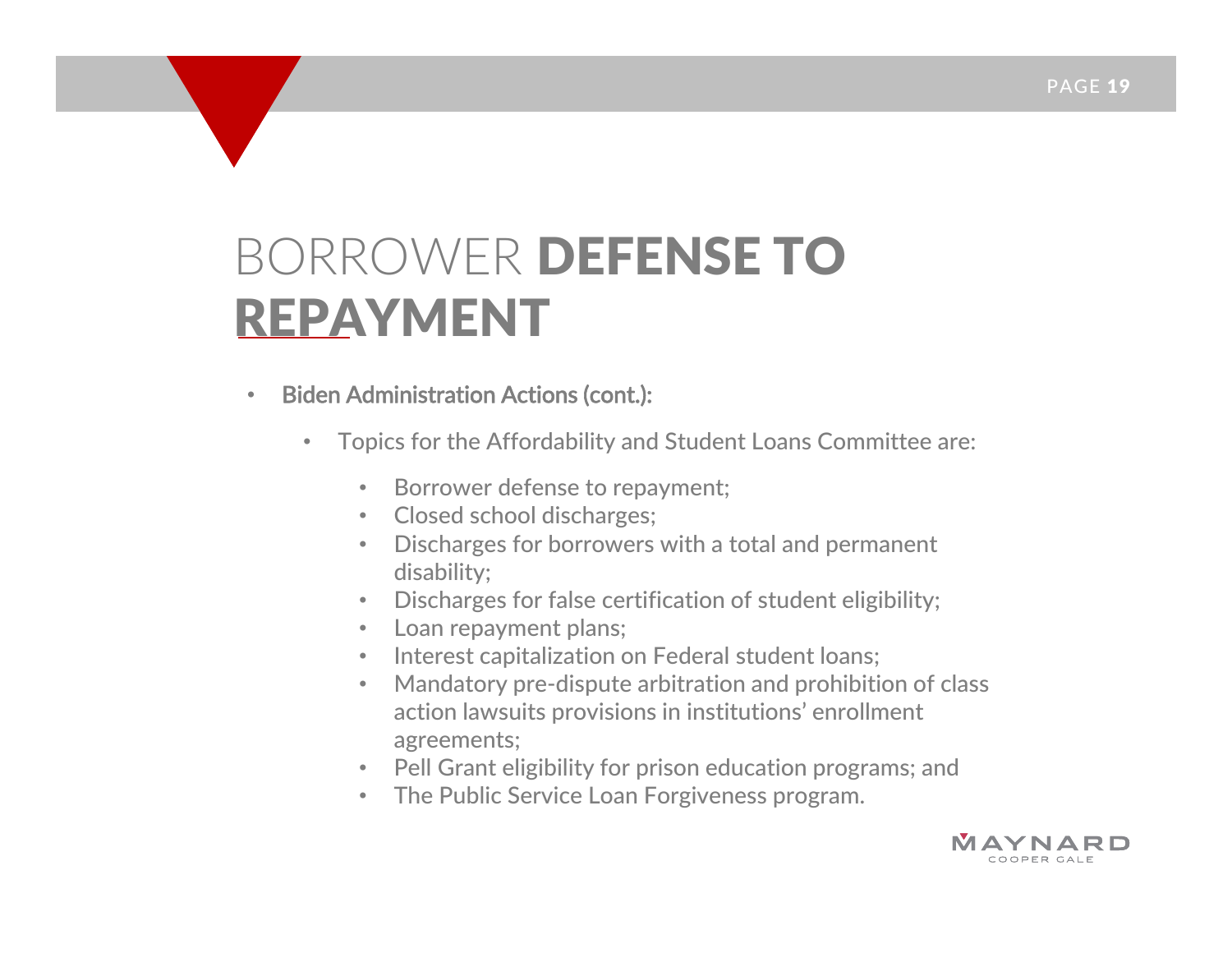# BORROWER **DEFENSE TO REPAYMENT**

- **Biden Administration Actions (cont.):**
  - Topics for the Affordability and Student Loans Committee are:
    - Borrower defense to repayment;
    - Closed school discharges;
    - Discharges for borrowers with a total and permanent disability;
    - Discharges for false certification of student eligibility;
    - Loan repayment plans;
    - Interest capitalization on Federal student loans;
    - Mandatory pre-dispute arbitration and prohibition of class action lawsuits provisions in institutions' enrollment agreements;
    - Pell Grant eligibility for prison education programs; and
    - The Public Service Loan Forgiveness program.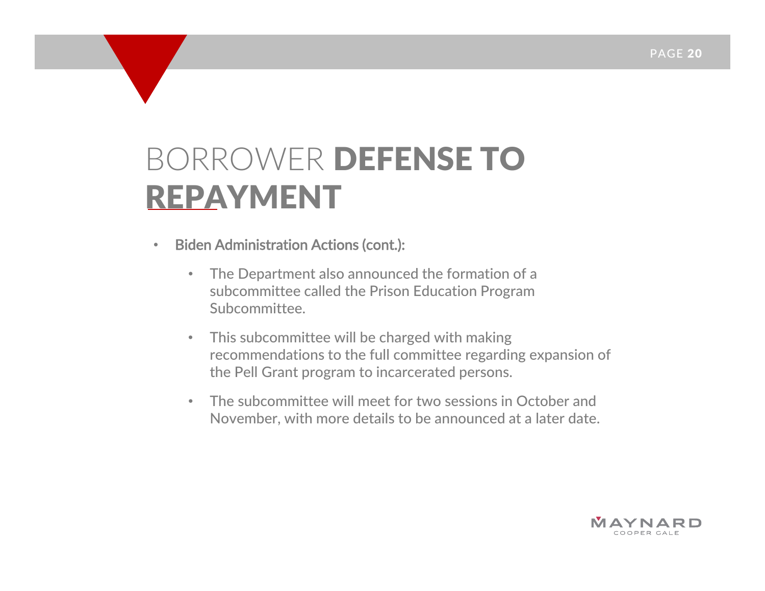# BORROWER **DEFENSE TO REPAYMENT**

- **Biden Administration Actions (cont.):**
  - The Department also announced the formation of a subcommittee called the Prison Education Program Subcommittee.
  - This subcommittee will be charged with making recommendations to the full committee regarding expansion of the Pell Grant program to incarcerated persons.
  - The subcommittee will meet for two sessions in October and November, with more details to be announced at a later date.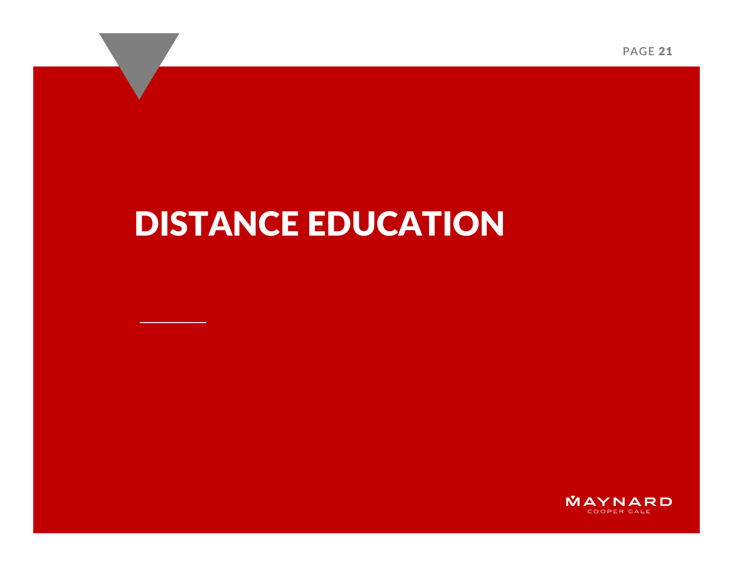# DISTANCE EDUCATION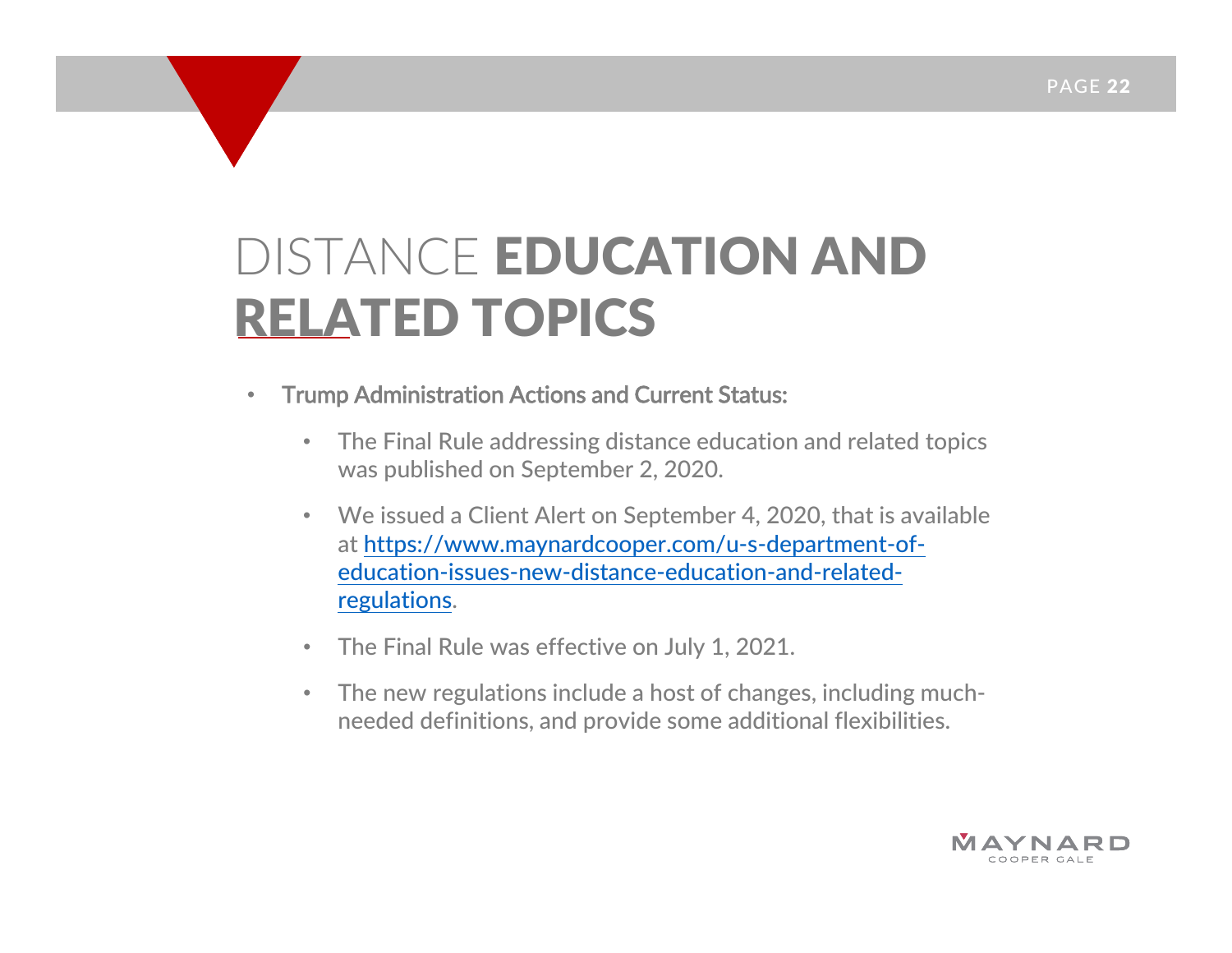# DISTANCE EDUCATION AND RELATED TOPICS

- **Trump Administration Actions and Current Status:**
  - The Final Rule addressing distance education and related topics was published on September 2, 2020.
  - We issued a Client Alert on September 4, 2020, that is available at [https://www.maynardcooper.com/u-s-department-of-education-issues-new-distance-education-and-related-regulations](https://www.maynardcooper.com/u-s-department-of-education-issues-new-distance-education-and-related-regulations).
  - The Final Rule was effective on July 1, 2021.
  - The new regulations include a host of changes, including much-needed definitions, and provide some additional flexibilities.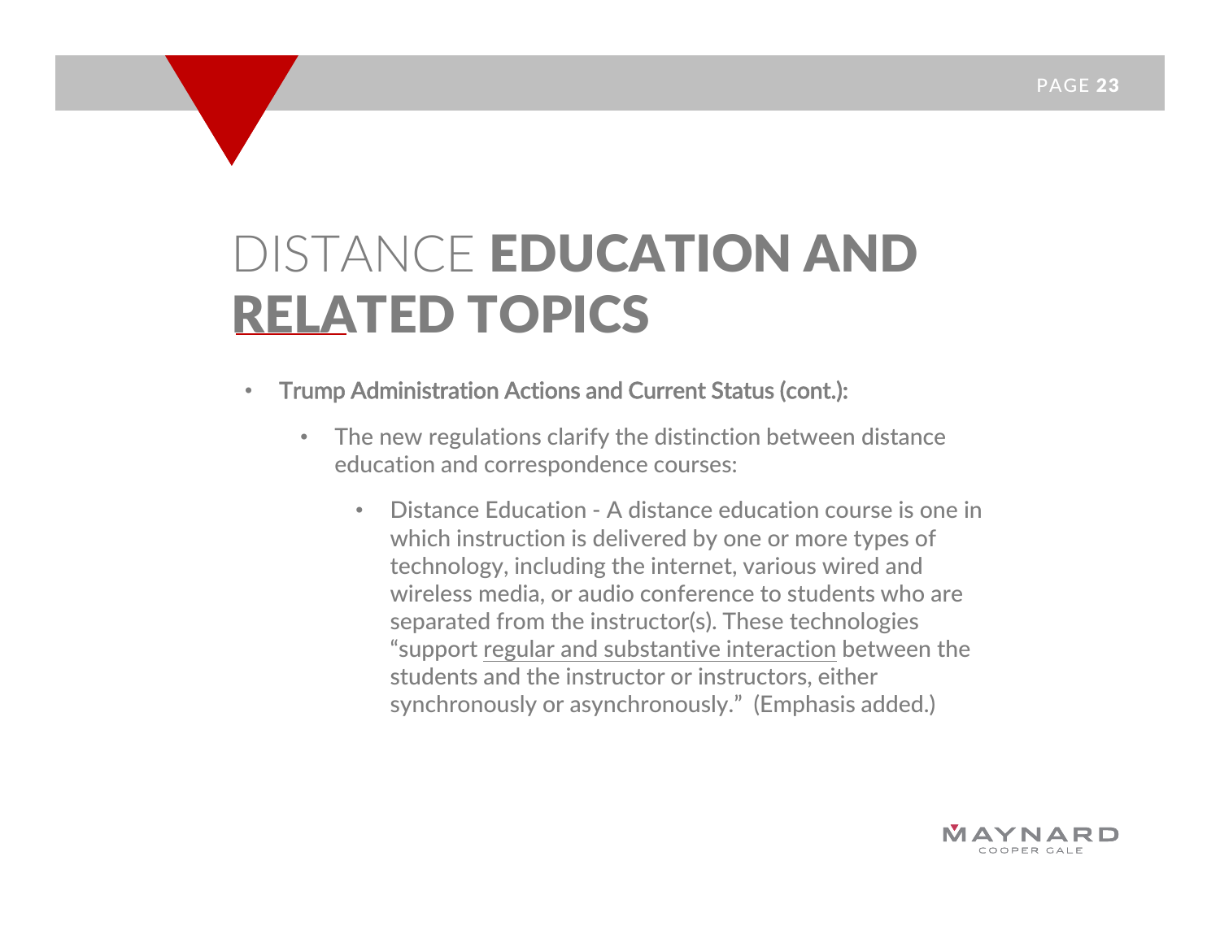# DISTANCE EDUCATION AND RELATED TOPICS

- **Trump Administration Actions and Current Status (cont.):**
  - The new regulations clarify the distinction between distance education and correspondence courses:
    - Distance Education - A distance education course is one in which instruction is delivered by one or more types of technology, including the internet, various wired and wireless media, or audio conference to students who are separated from the instructor(s). These technologies "support <u>regular and substantive interaction</u> between the students and the instructor or instructors, either synchronously or asynchronously." (Emphasis added.)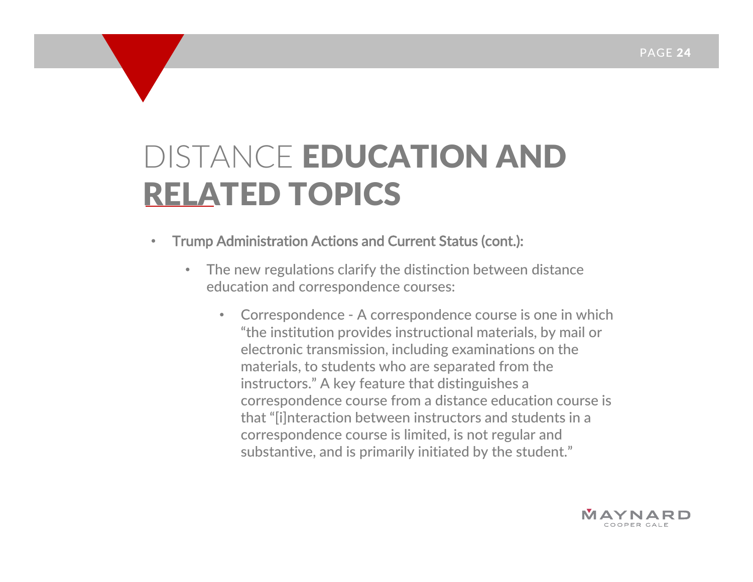# DISTANCE **EDUCATION AND RELATED TOPICS**

- **Trump Administration Actions and Current Status (cont.):**
  - The new regulations clarify the distinction between distance education and correspondence courses:
    - Correspondence - A correspondence course is one in which "the institution provides instructional materials, by mail or electronic transmission, including examinations on the materials, to students who are separated from the instructors." A key feature that distinguishes a correspondence course from a distance education course is that "[i]nteraction between instructors and students in a correspondence course is limited, is not regular and substantive, and is primarily initiated by the student."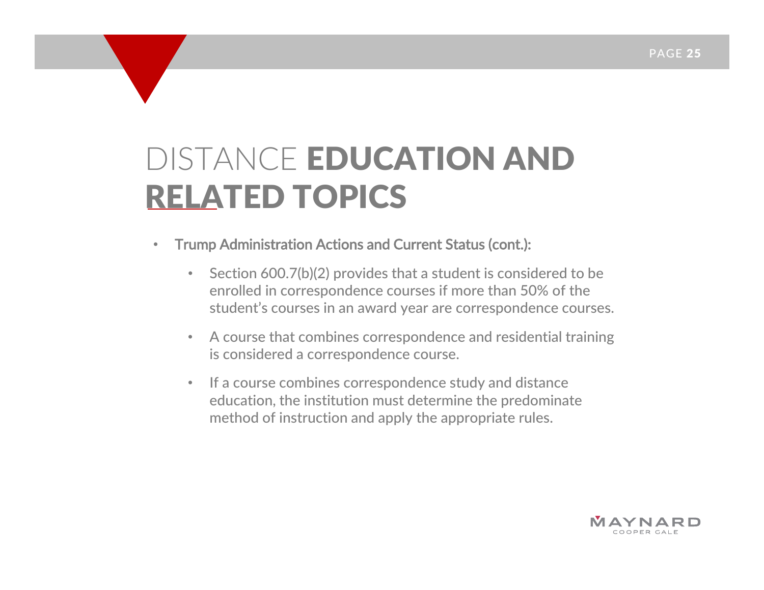# DISTANCE EDUCATION AND RELATED TOPICS

- Trump Administration Actions and Current Status (cont.):
  - Section 600.7(b)(2) provides that a student is considered to be enrolled in correspondence courses if more than 50% of the student's courses in an award year are correspondence courses.
  - A course that combines correspondence and residential training is considered a correspondence course.
  - If a course combines correspondence study and distance education, the institution must determine the predominate method of instruction and apply the appropriate rules.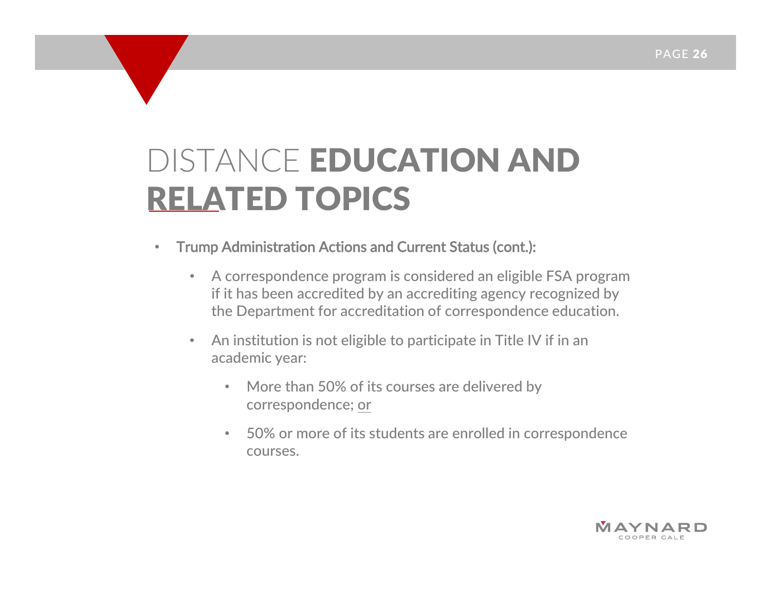# DISTANCE **EDUCATION AND RELATED TOPICS**

- **Trump Administration Actions and Current Status (cont.):**
  - A correspondence program is considered an eligible FSA program if it has been accredited by an accrediting agency recognized by the Department for accreditation of correspondence education.
  - An institution is not eligible to participate in Title IV if in an academic year:
    - More than 50% of its courses are delivered by correspondence; <u>or</u>
    - 50% or more of its students are enrolled in correspondence courses.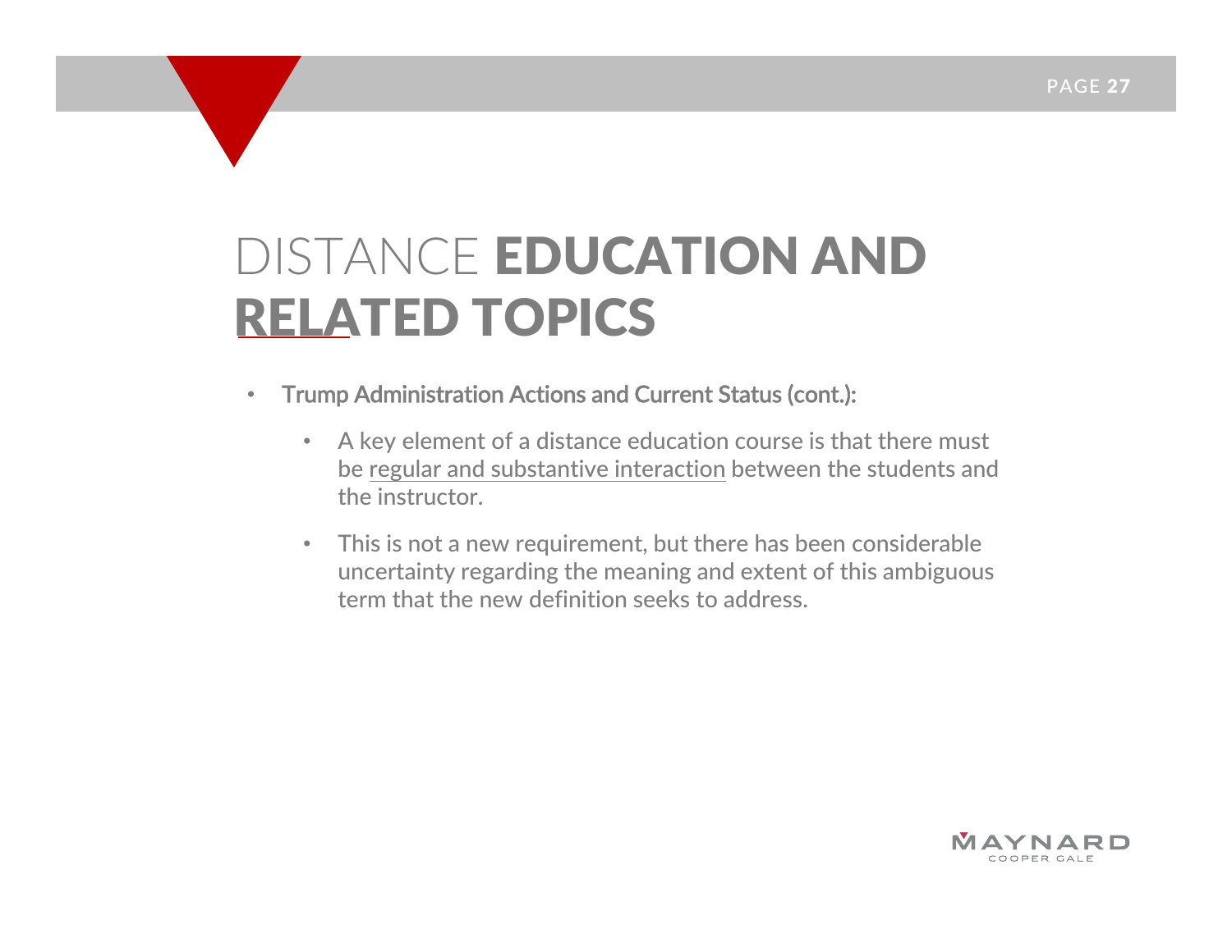# DISTANCE EDUCATION AND RELATED TOPICS

- Trump Administration Actions and Current Status (cont.):
  - A key element of a distance education course is that there must be regular and substantive interaction between the students and the instructor.
  - This is not a new requirement, but there has been considerable uncertainty regarding the meaning and extent of this ambiguous term that the new definition seeks to address.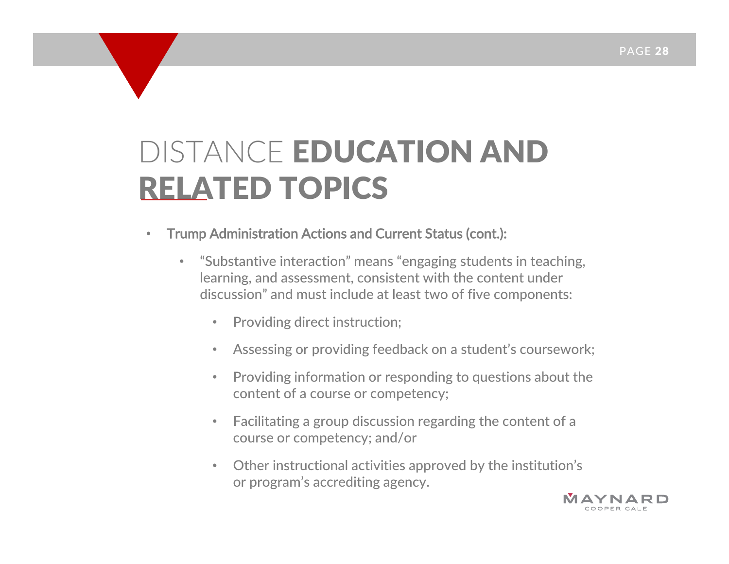# DISTANCE EDUCATION AND RELATED TOPICS

- **Trump Administration Actions and Current Status (cont.):**
  - "Substantive interaction" means "engaging students in teaching, learning, and assessment, consistent with the content under discussion" and must include at least two of five components:
    - Providing direct instruction;
    - Assessing or providing feedback on a student's coursework;
    - Providing information or responding to questions about the content of a course or competency;
    - Facilitating a group discussion regarding the content of a course or competency; and/or
    - Other instructional activities approved by the institution's or program's accrediting agency.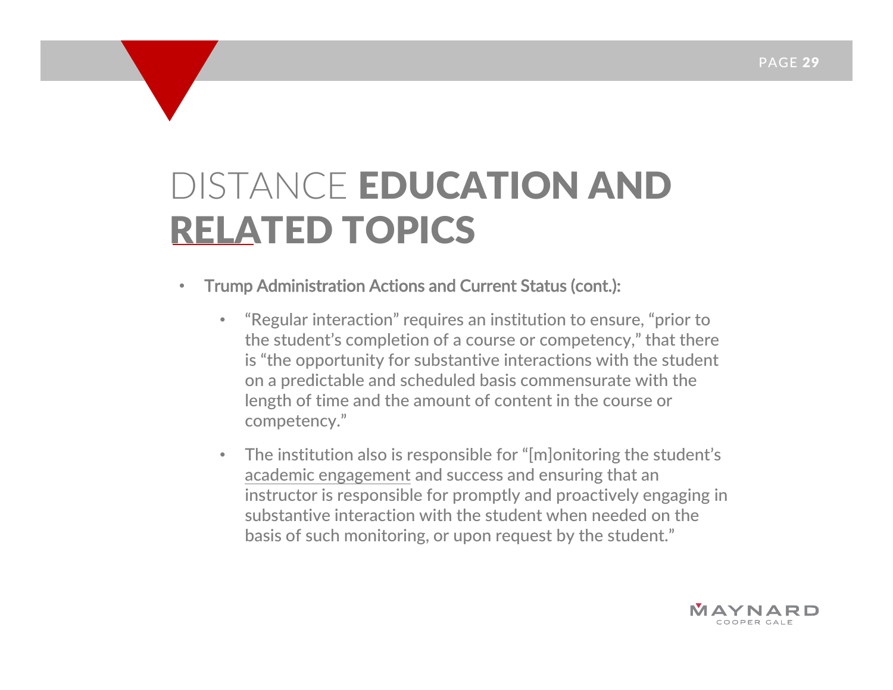# DISTANCE **EDUCATION AND RELATED TOPICS**

- **Trump Administration Actions and Current Status (cont.):**
  - "Regular interaction" requires an institution to ensure, "prior to the student's completion of a course or competency," that there is "the opportunity for substantive interactions with the student on a predictable and scheduled basis commensurate with the length of time and the amount of content in the course or competency."
  - The institution also is responsible for "[m]onitoring the student's academic engagement and success and ensuring that an instructor is responsible for promptly and proactively engaging in substantive interaction with the student when needed on the basis of such monitoring, or upon request by the student."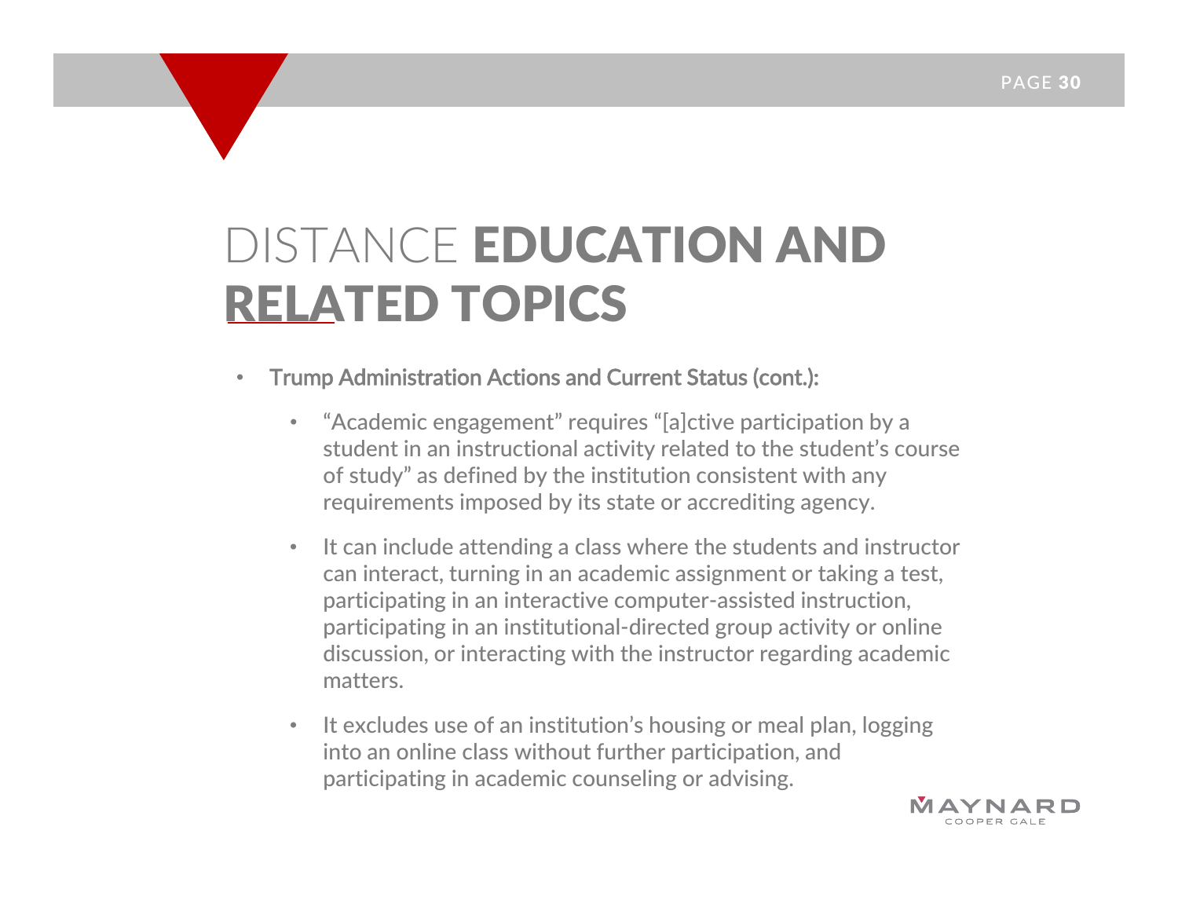# DISTANCE **EDUCATION AND RELATED TOPICS**

- **Trump Administration Actions and Current Status (cont.):**
  - "Academic engagement" requires "[a]ctive participation by a student in an instructional activity related to the student's course of study" as defined by the institution consistent with any requirements imposed by its state or accrediting agency.
  - It can include attending a class where the students and instructor can interact, turning in an academic assignment or taking a test, participating in an interactive computer-assisted instruction, participating in an institutional-directed group activity or online discussion, or interacting with the instructor regarding academic matters.
  - It excludes use of an institution's housing or meal plan, logging into an online class without further participation, and participating in academic counseling or advising.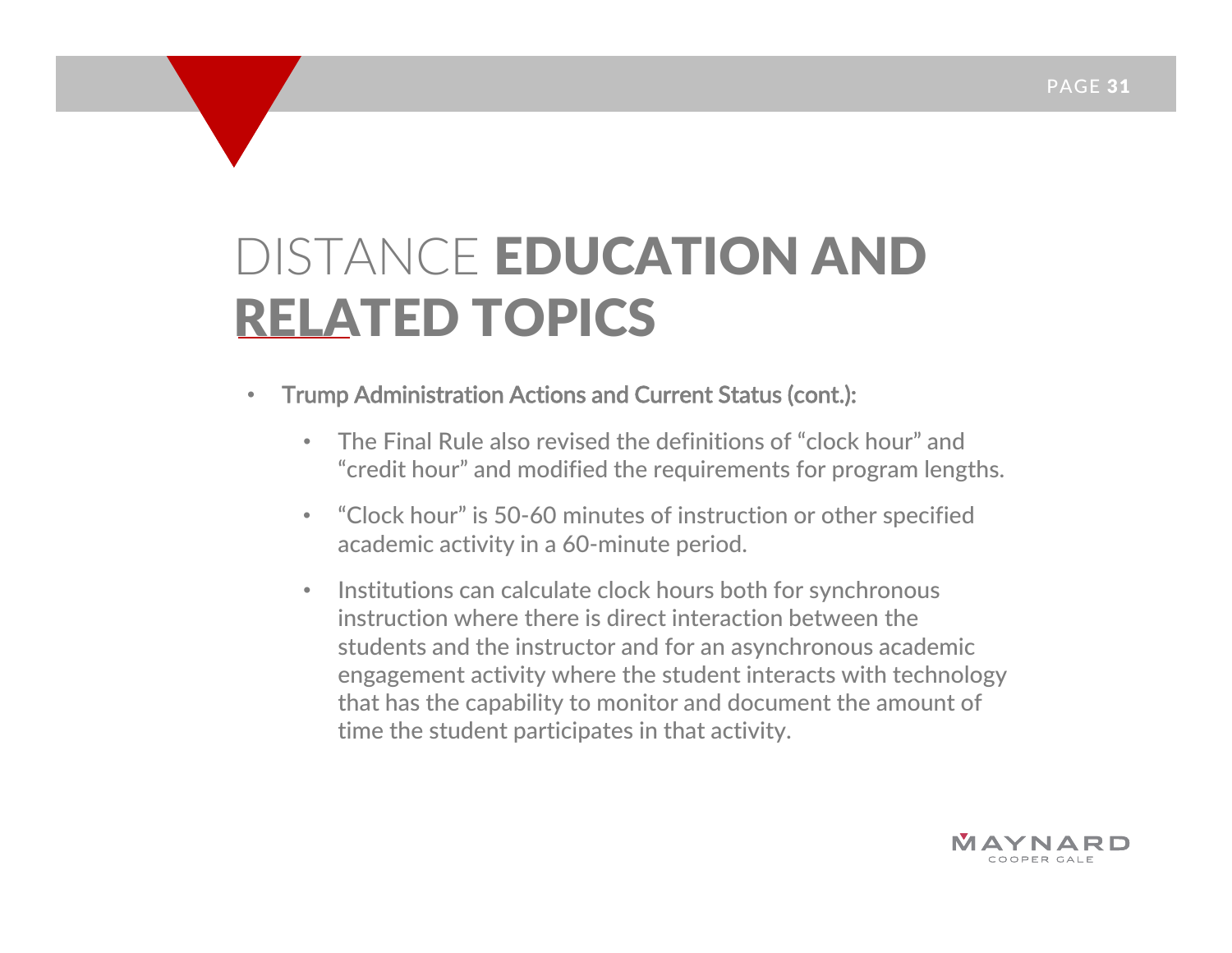# DISTANCE EDUCATION AND RELATED TOPICS

- **Trump Administration Actions and Current Status (cont.):**
  - The Final Rule also revised the definitions of "clock hour" and "credit hour" and modified the requirements for program lengths.
  - "Clock hour" is 50-60 minutes of instruction or other specified academic activity in a 60-minute period.
  - Institutions can calculate clock hours both for synchronous instruction where there is direct interaction between the students and the instructor and for an asynchronous academic engagement activity where the student interacts with technology that has the capability to monitor and document the amount of time the student participates in that activity.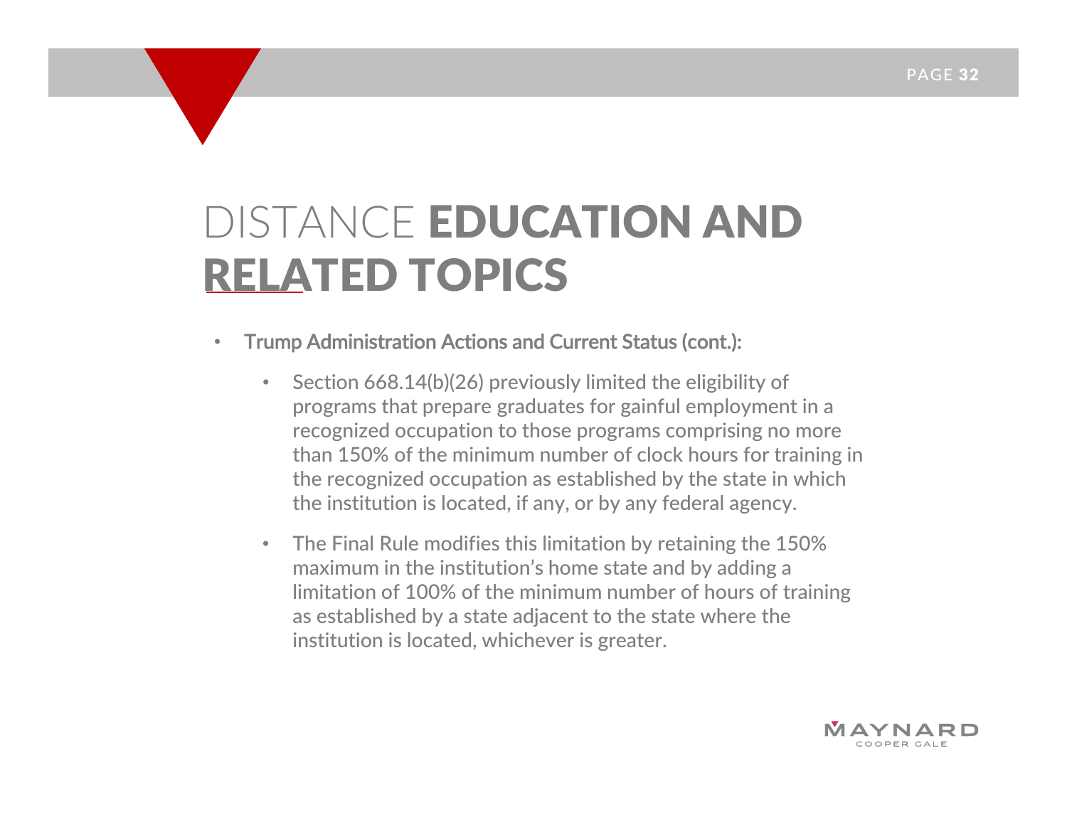# DISTANCE EDUCATION AND RELATED TOPICS

- Trump Administration Actions and Current Status (cont.):
  - Section 668.14(b)(26) previously limited the eligibility of programs that prepare graduates for gainful employment in a recognized occupation to those programs comprising no more than 150% of the minimum number of clock hours for training in the recognized occupation as established by the state in which the institution is located, if any, or by any federal agency.
  - The Final Rule modifies this limitation by retaining the 150% maximum in the institution's home state and by adding a limitation of 100% of the minimum number of hours of training as established by a state adjacent to the state where the institution is located, whichever is greater.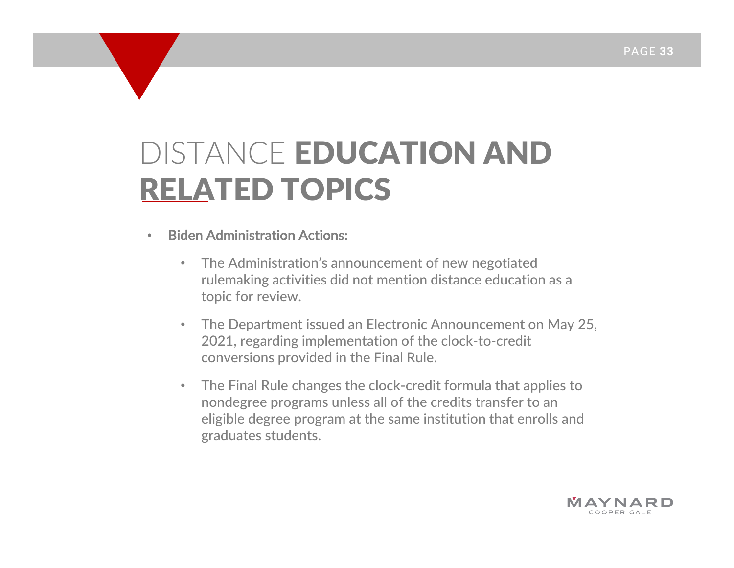# DISTANCE EDUCATION AND RELATED TOPICS

- **Biden Administration Actions:**
  - The Administration's announcement of new negotiated rulemaking activities did not mention distance education as a topic for review.
  - The Department issued an Electronic Announcement on May 25, 2021, regarding implementation of the clock-to-credit conversions provided in the Final Rule.
  - The Final Rule changes the clock-credit formula that applies to nondegree programs unless all of the credits transfer to an eligible degree program at the same institution that enrolls and graduates students.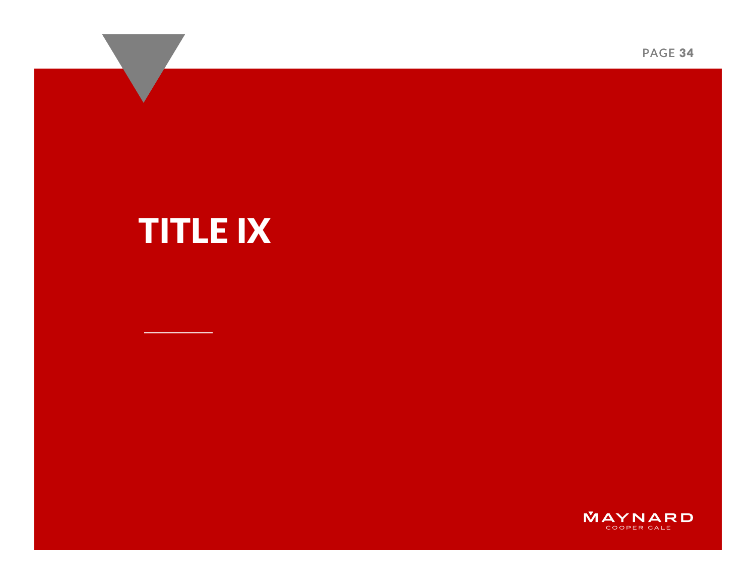# TITLE IX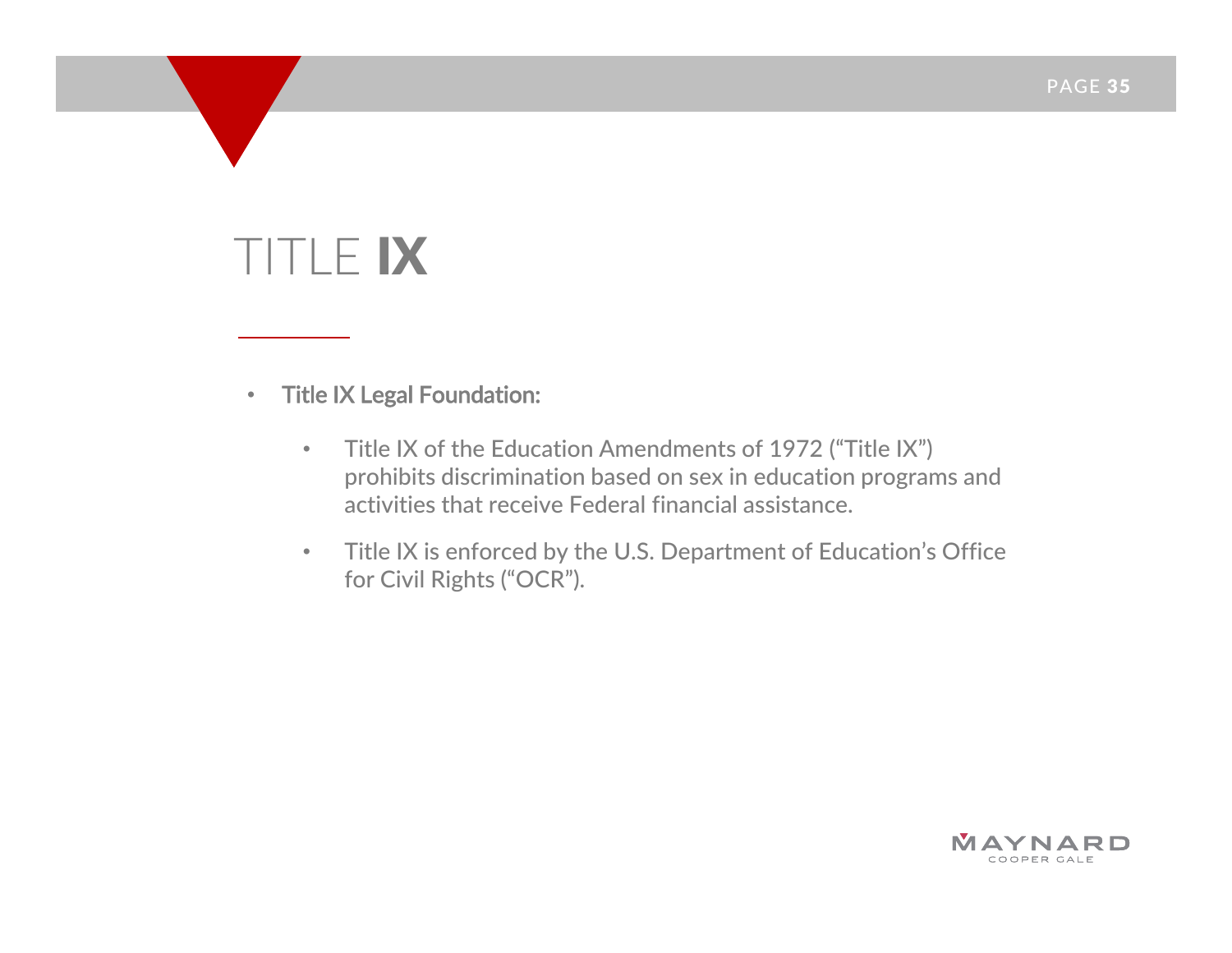# TITLE IX

- **Title IX Legal Foundation:**
  - Title IX of the Education Amendments of 1972 (“Title IX”) prohibits discrimination based on sex in education programs and activities that receive Federal financial assistance.
  - Title IX is enforced by the U.S. Department of Education’s Office for Civil Rights (“OCR”).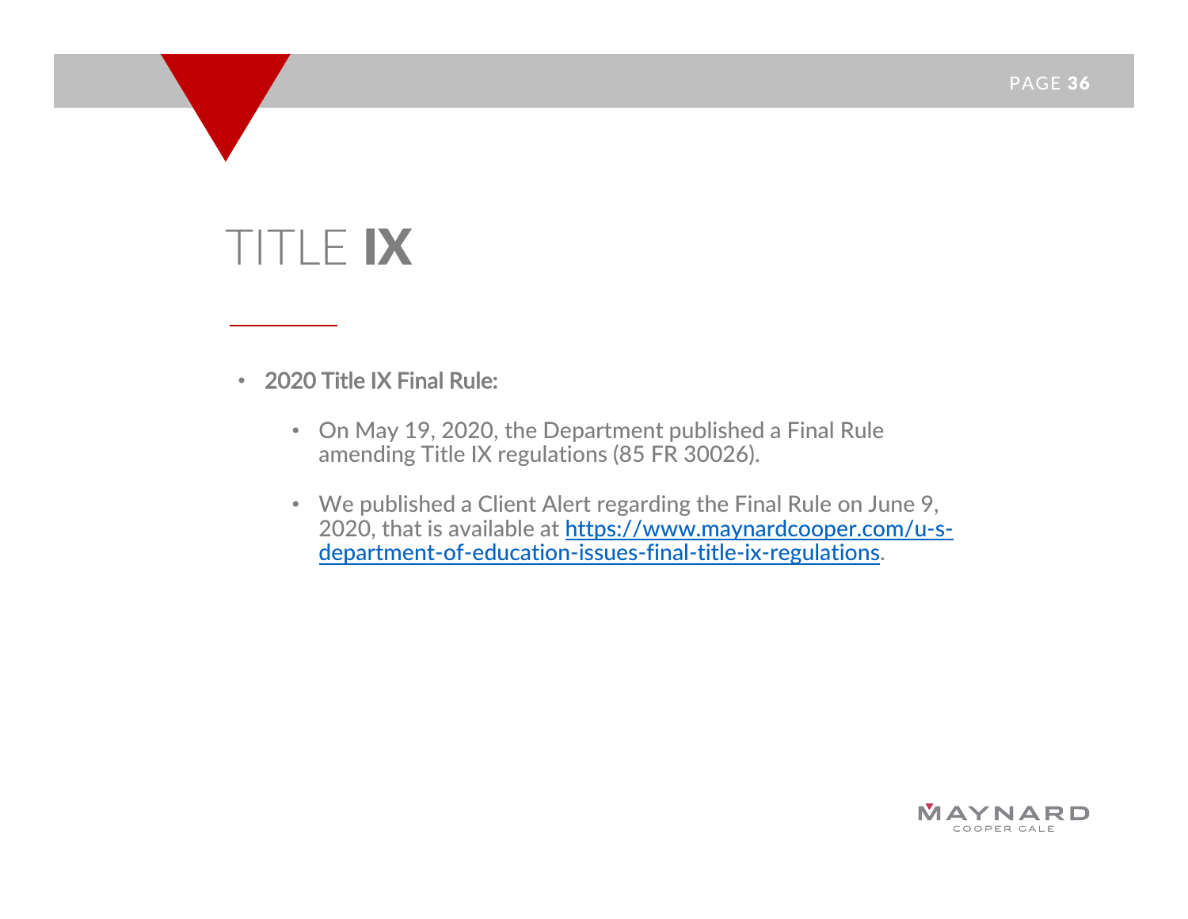# TITLE IX

- **2020 Title IX Final Rule:**
  - On May 19, 2020, the Department published a Final Rule amending Title IX regulations (85 FR 30026).
  - We published a Client Alert regarding the Final Rule on June 9, 2020, that is available at [https://www.maynardcooper.com/u-s-department-of-education-issues-final-title-ix-regulations](https://www.maynardcooper.com/u-s-department-of-education-issues-final-title-ix-regulations).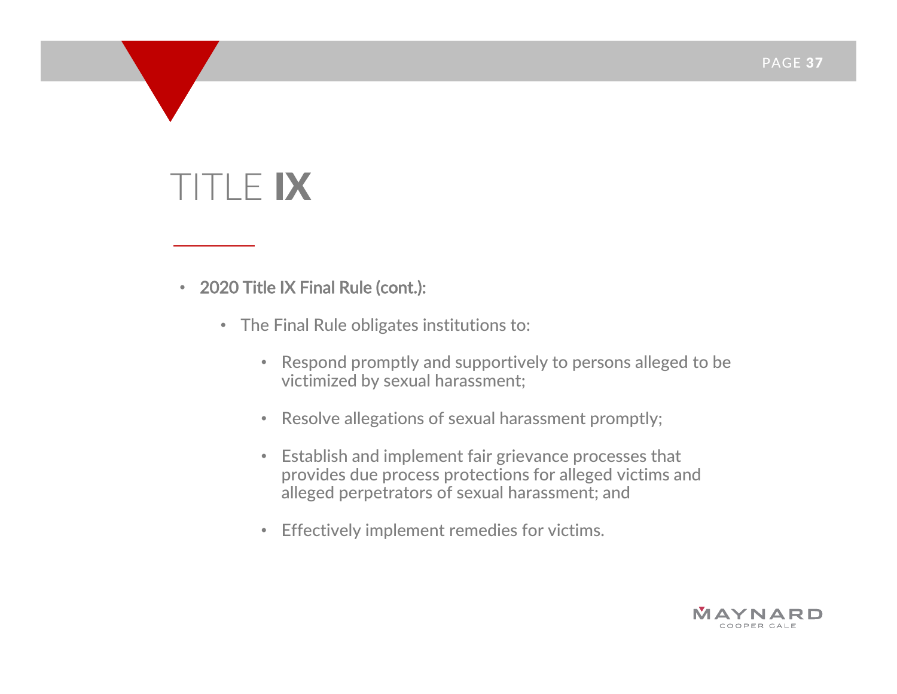# TITLE **IX**

- **2020 Title IX Final Rule (cont.):**
  - The Final Rule obligates institutions to:
    - Respond promptly and supportively to persons alleged to be victimized by sexual harassment;
    - Resolve allegations of sexual harassment promptly;
    - Establish and implement fair grievance processes that provides due process protections for alleged victims and alleged perpetrators of sexual harassment; and
    - Effectively implement remedies for victims.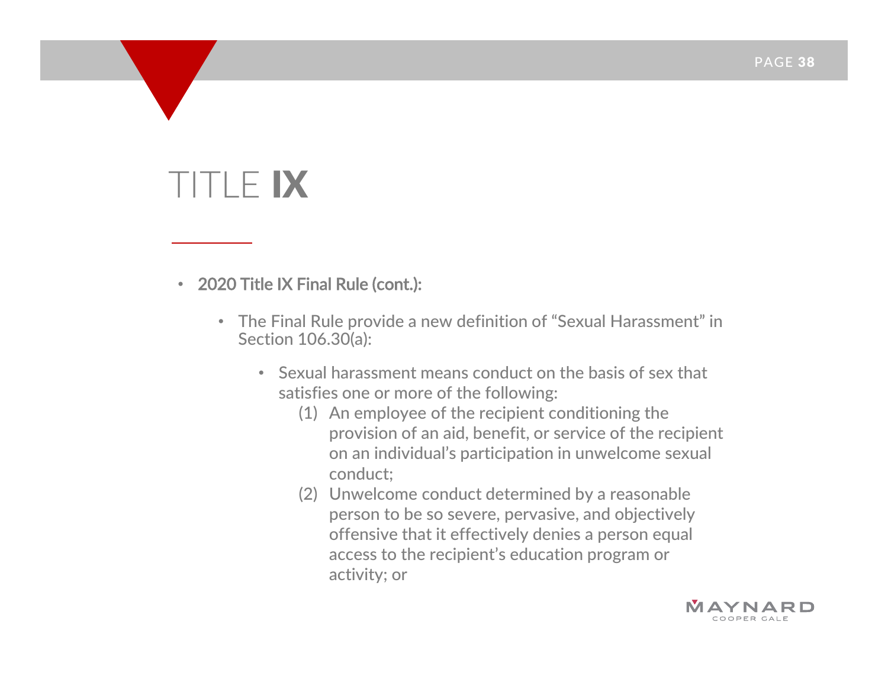# TITLE IX

- **2020 Title IX Final Rule (cont.):**
  - The Final Rule provide a new definition of "Sexual Harassment" in Section 106.30(a):
    - Sexual harassment means conduct on the basis of sex that satisfies one or more of the following:
      1. An employee of the recipient conditioning the provision of an aid, benefit, or service of the recipient on an individual's participation in unwelcome sexual conduct;
      2. Unwelcome conduct determined by a reasonable person to be so severe, pervasive, and objectively offensive that it effectively denies a person equal access to the recipient's education program or activity; or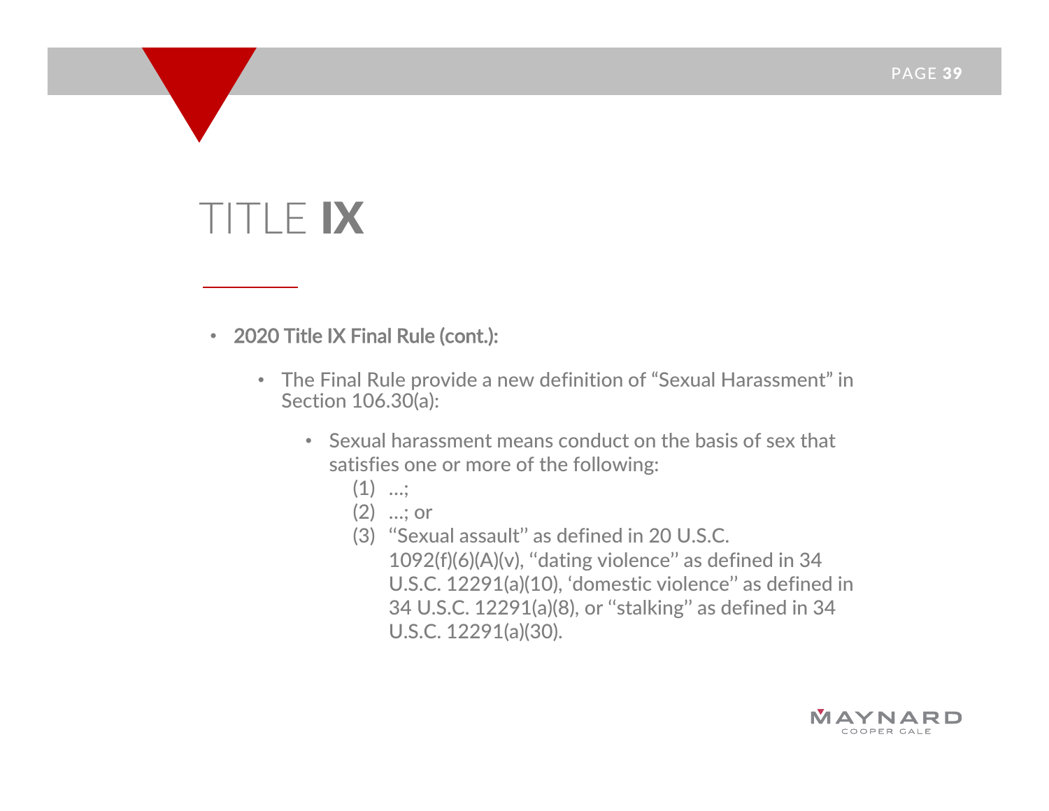# TITLE IX

- **2020 Title IX Final Rule (cont.):**
  - The Final Rule provide a new definition of "Sexual Harassment" in Section 106.30(a):
    - Sexual harassment means conduct on the basis of sex that satisfies one or more of the following:
      (1) ...;
      (2) ...; or
      (3) ''Sexual assault'' as defined in 20 U.S.C. 1092(f)(6)(A)(v), ''dating violence'' as defined in 34 U.S.C. 12291(a)(10), 'domestic violence'' as defined in 34 U.S.C. 12291(a)(8), or ''stalking'' as defined in 34 U.S.C. 12291(a)(30).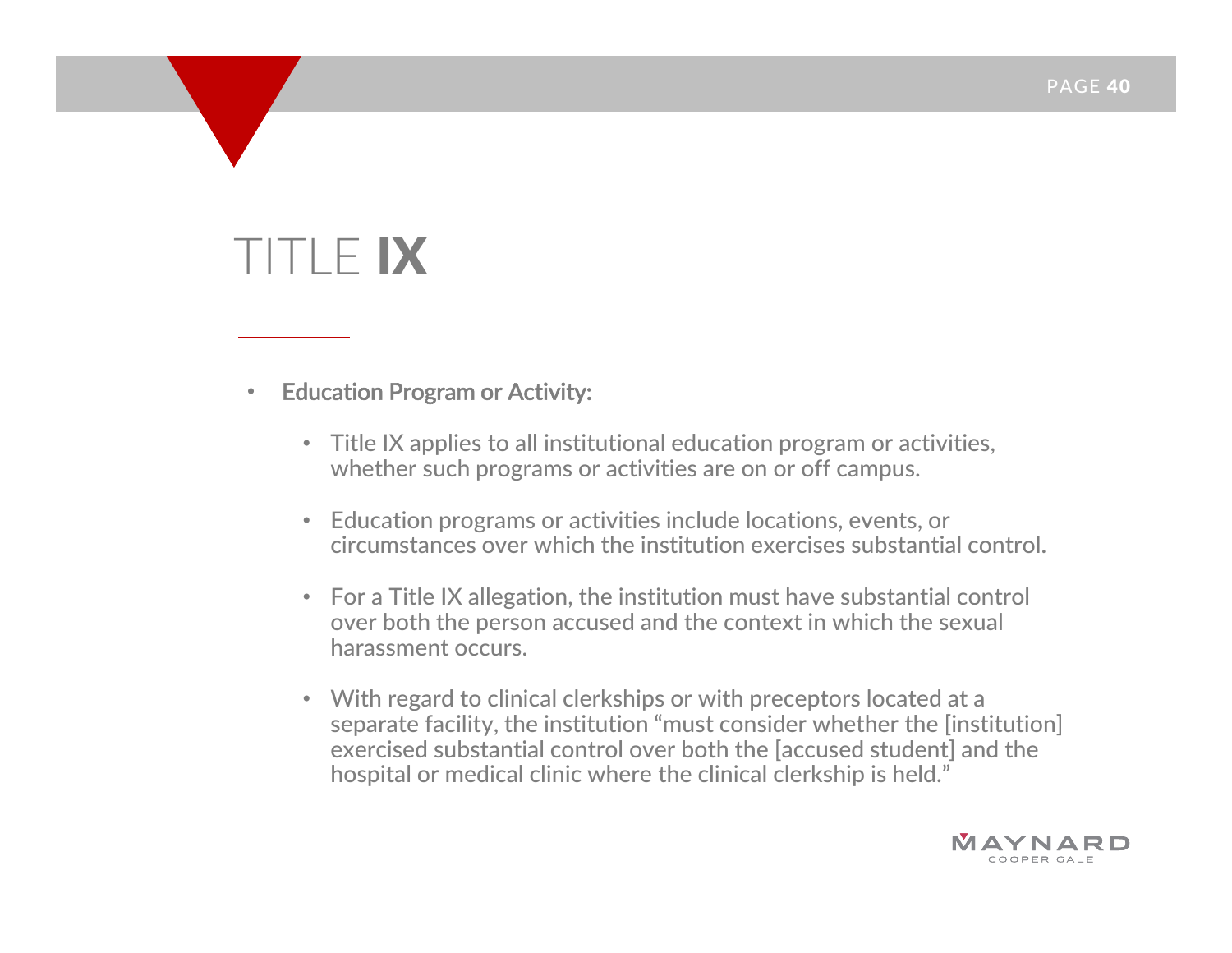# TITLE **IX**

- **Education Program or Activity:**
  - Title IX applies to all institutional education program or activities, whether such programs or activities are on or off campus.
  - Education programs or activities include locations, events, or circumstances over which the institution exercises substantial control.
  - For a Title IX allegation, the institution must have substantial control over both the person accused and the context in which the sexual harassment occurs.
  - With regard to clinical clerkships or with preceptors located at a separate facility, the institution "must consider whether the [institution] exercised substantial control over both the [accused student] and the hospital or medical clinic where the clinical clerkship is held."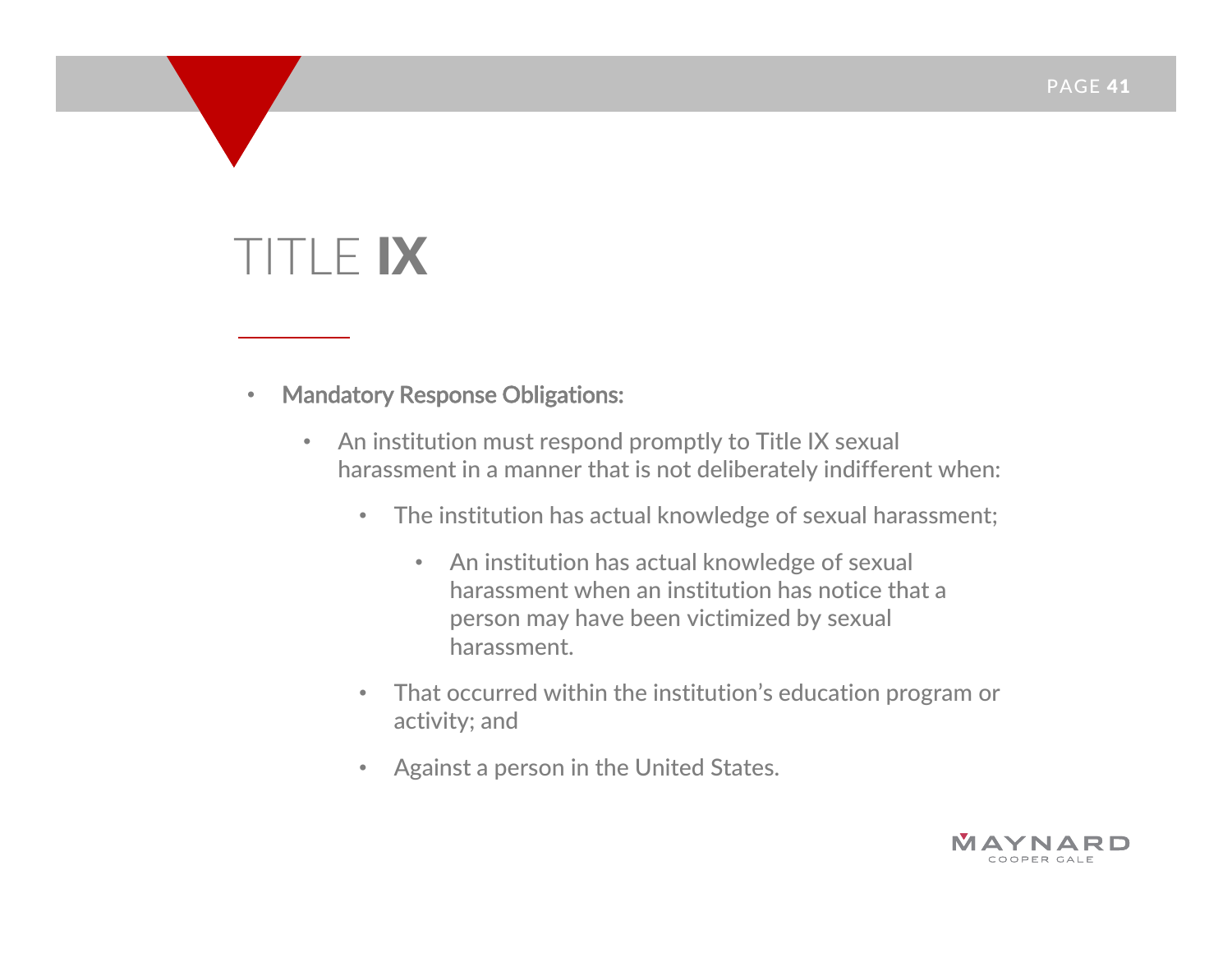# TITLE IX

- **Mandatory Response Obligations:**
  - An institution must respond promptly to Title IX sexual harassment in a manner that is not deliberately indifferent when:
    - The institution has actual knowledge of sexual harassment;
      - An institution has actual knowledge of sexual harassment when an institution has notice that a person may have been victimized by sexual harassment.
    - That occurred within the institution's education program or activity; and
    - Against a person in the United States.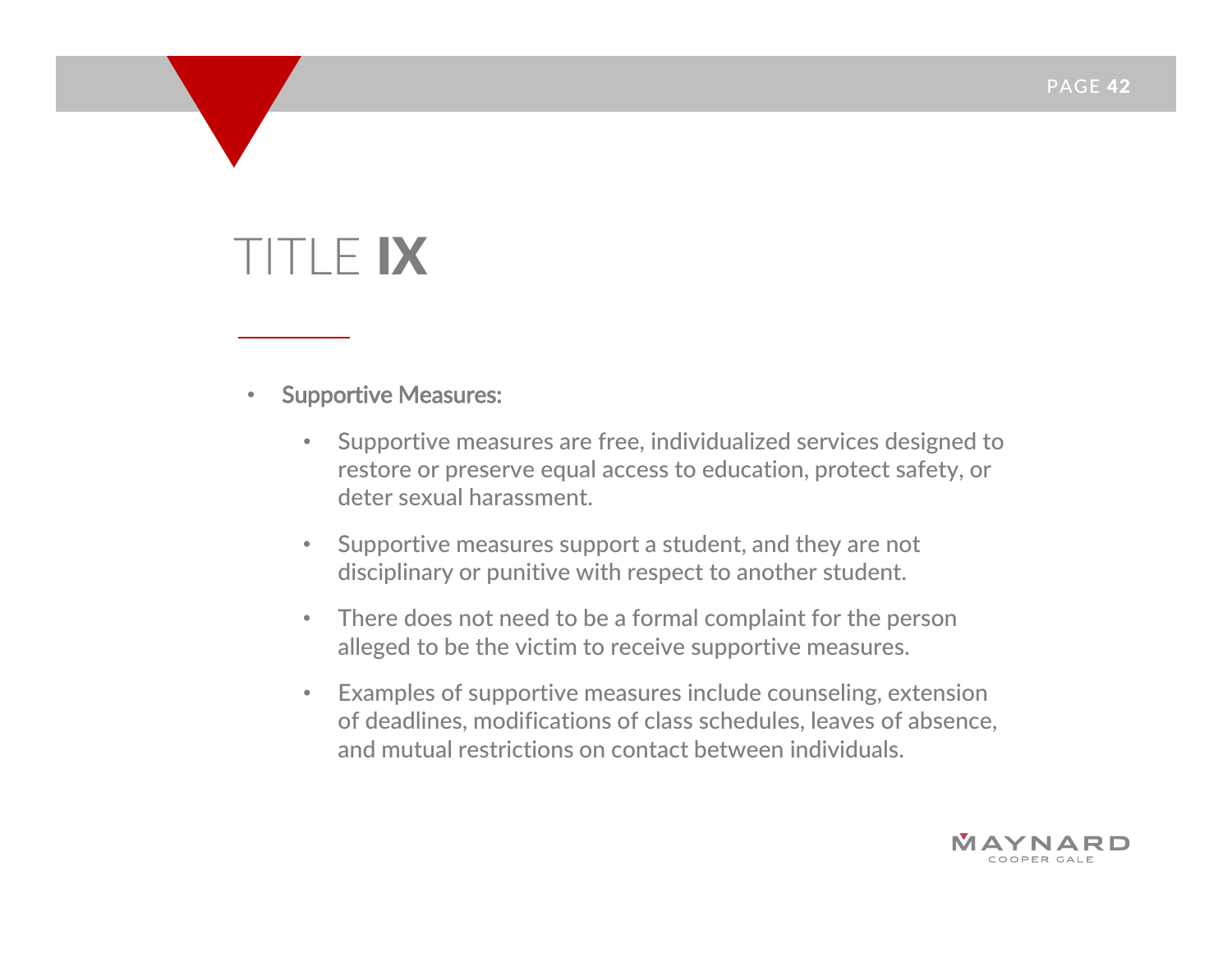# TITLE IX

- Supportive Measures:
  - Supportive measures are free, individualized services designed to restore or preserve equal access to education, protect safety, or deter sexual harassment.
  - Supportive measures support a student, and they are not disciplinary or punitive with respect to another student.
  - There does not need to be a formal complaint for the person alleged to be the victim to receive supportive measures.
  - Examples of supportive measures include counseling, extension of deadlines, modifications of class schedules, leaves of absence, and mutual restrictions on contact between individuals.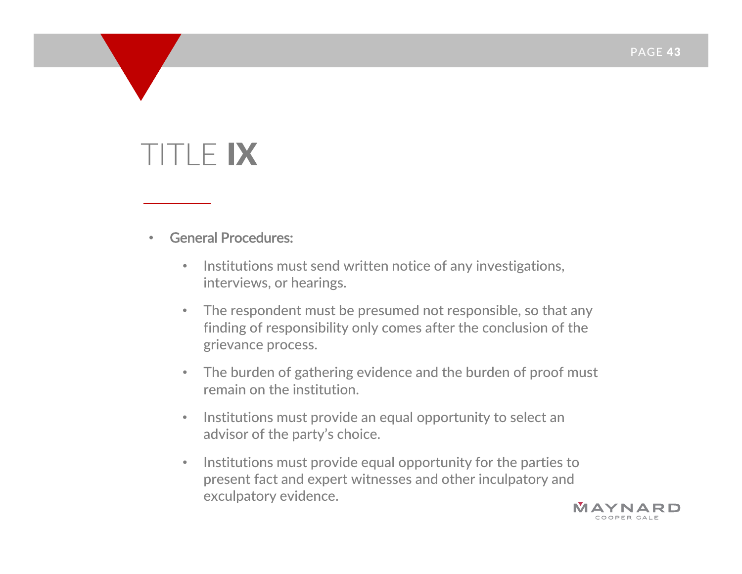# TITLE IX

- **General Procedures:**
  - Institutions must send written notice of any investigations, interviews, or hearings.
  - The respondent must be presumed not responsible, so that any finding of responsibility only comes after the conclusion of the grievance process.
  - The burden of gathering evidence and the burden of proof must remain on the institution.
  - Institutions must provide an equal opportunity to select an advisor of the party's choice.
  - Institutions must provide equal opportunity for the parties to present fact and expert witnesses and other inculpatory and exculpatory evidence.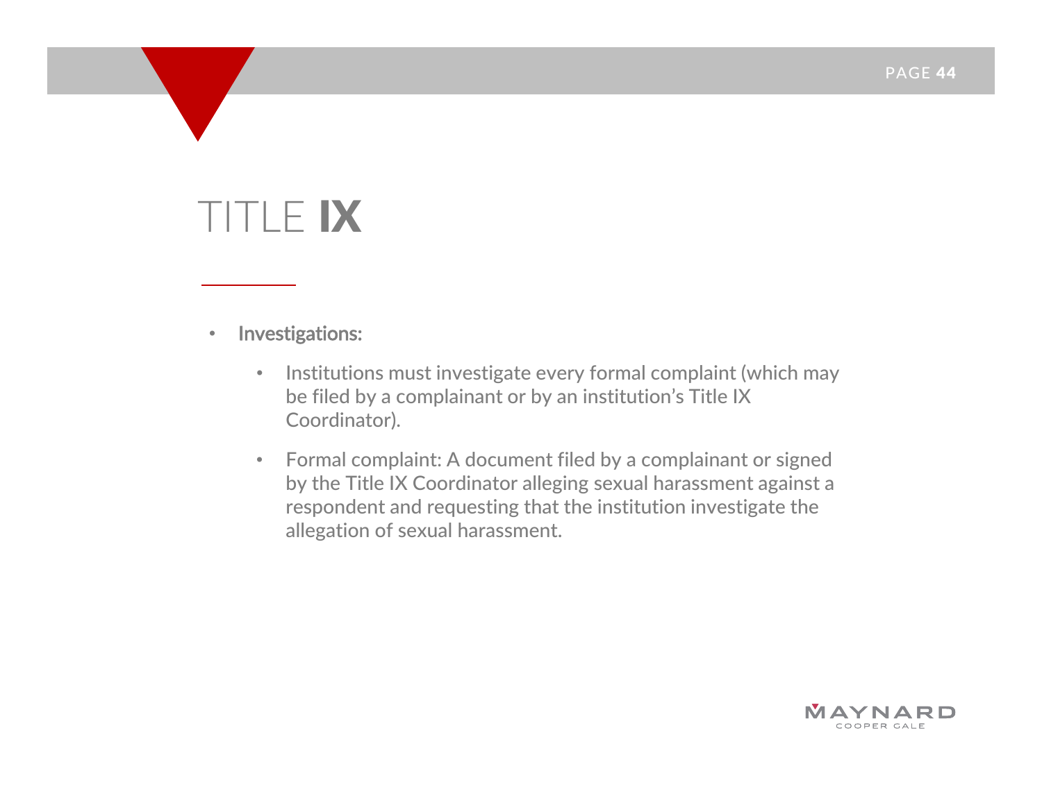# TITLE IX

- **Investigations:**
  - Institutions must investigate every formal complaint (which may be filed by a complainant or by an institution's Title IX Coordinator).
  - Formal complaint: A document filed by a complainant or signed by the Title IX Coordinator alleging sexual harassment against a respondent and requesting that the institution investigate the allegation of sexual harassment.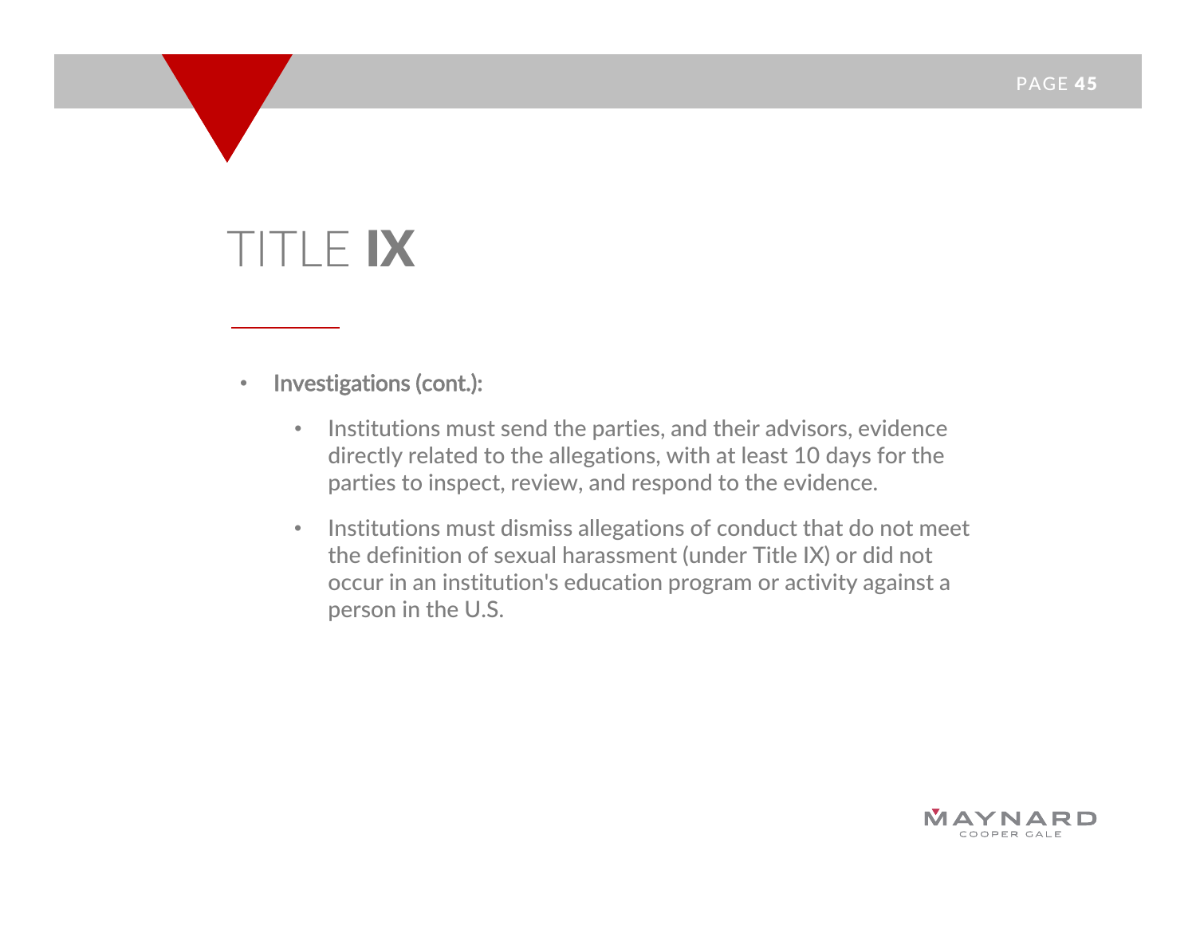# TITLE IX

- **Investigations (cont.):**
  - Institutions must send the parties, and their advisors, evidence directly related to the allegations, with at least 10 days for the parties to inspect, review, and respond to the evidence.
  - Institutions must dismiss allegations of conduct that do not meet the definition of sexual harassment (under Title IX) or did not occur in an institution's education program or activity against a person in the U.S.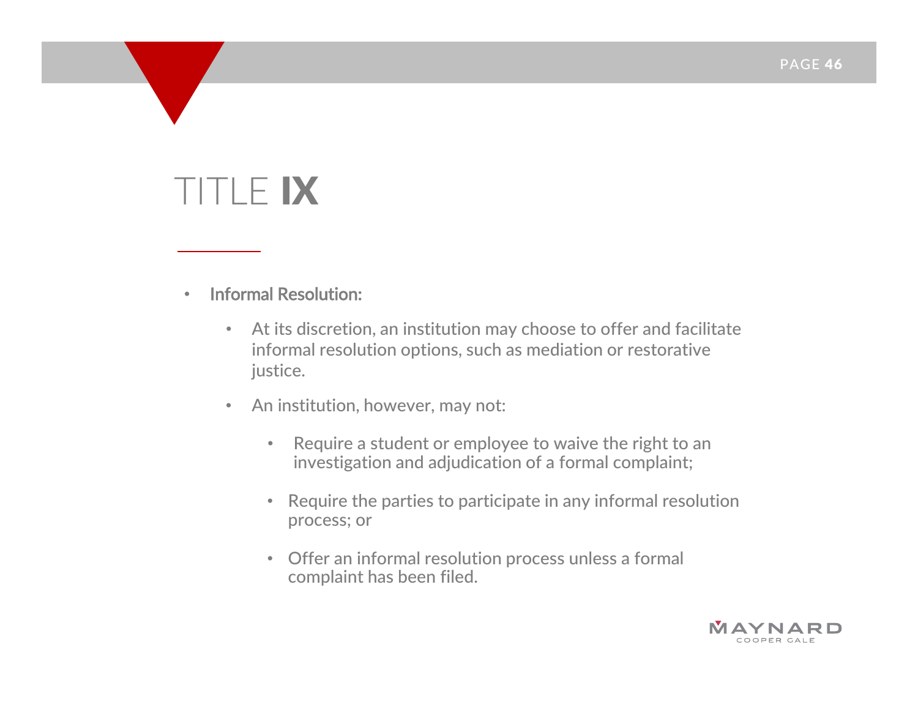# TITLE IX

- **Informal Resolution:**
  - At its discretion, an institution may choose to offer and facilitate informal resolution options, such as mediation or restorative justice.
  - An institution, however, may not:
    - Require a student or employee to waive the right to an investigation and adjudication of a formal complaint;
    - Require the parties to participate in any informal resolution process; or
    - Offer an informal resolution process unless a formal complaint has been filed.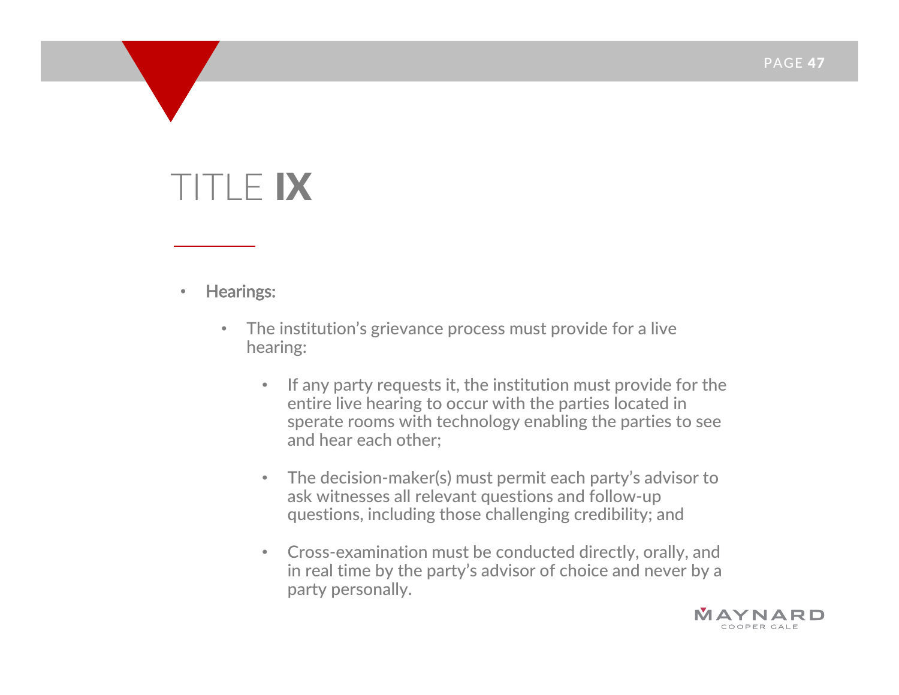# TITLE IX

- **Hearings:**
  - The institution's grievance process must provide for a live hearing:
    - If any party requests it, the institution must provide for the entire live hearing to occur with the parties located in sperate rooms with technology enabling the parties to see and hear each other;
    - The decision-maker(s) must permit each party's advisor to ask witnesses all relevant questions and follow-up questions, including those challenging credibility; and
    - Cross-examination must be conducted directly, orally, and in real time by the party's advisor of choice and never by a party personally.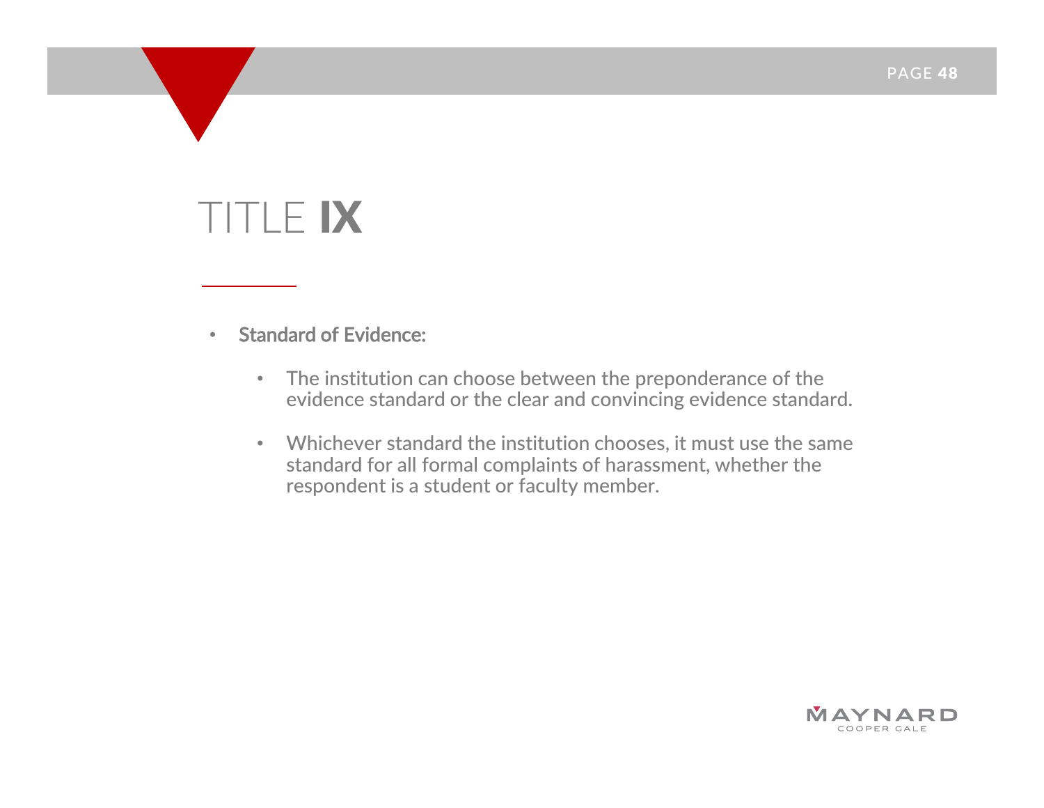# TITLE IX

- **Standard of Evidence:**
  - The institution can choose between the preponderance of the evidence standard or the clear and convincing evidence standard.
  - Whichever standard the institution chooses, it must use the same standard for all formal complaints of harassment, whether the respondent is a student or faculty member.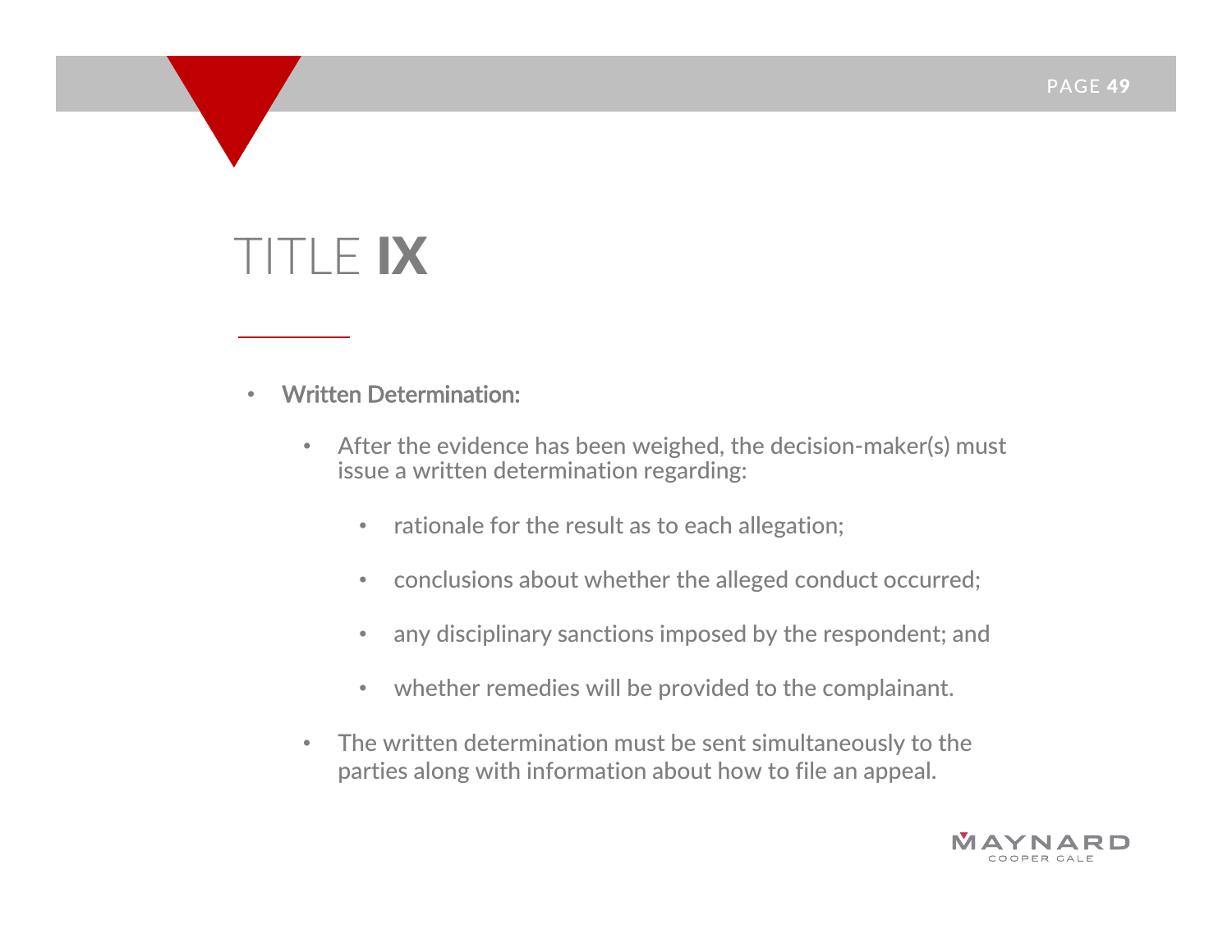# TITLE IX

- **Written Determination:**
  - After the evidence has been weighed, the decision-maker(s) must issue a written determination regarding:
    - rationale for the result as to each allegation;
    - conclusions about whether the alleged conduct occurred;
    - any disciplinary sanctions imposed by the respondent; and
    - whether remedies will be provided to the complainant.
  - The written determination must be sent simultaneously to the parties along with information about how to file an appeal.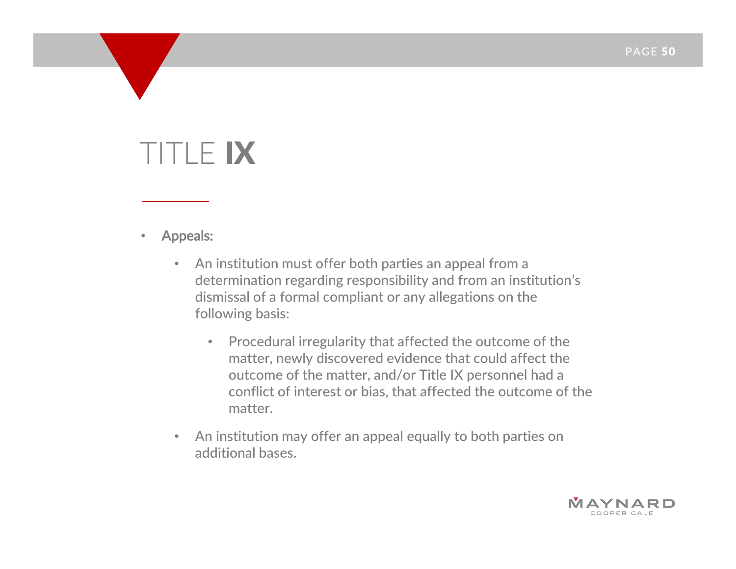# TITLE IX

- **Appeals:**
  - An institution must offer both parties an appeal from a determination regarding responsibility and from an institution's dismissal of a formal compliant or any allegations on the following basis:
    - Procedural irregularity that affected the outcome of the matter, newly discovered evidence that could affect the outcome of the matter, and/or Title IX personnel had a conflict of interest or bias, that affected the outcome of the matter.
  - An institution may offer an appeal equally to both parties on additional bases.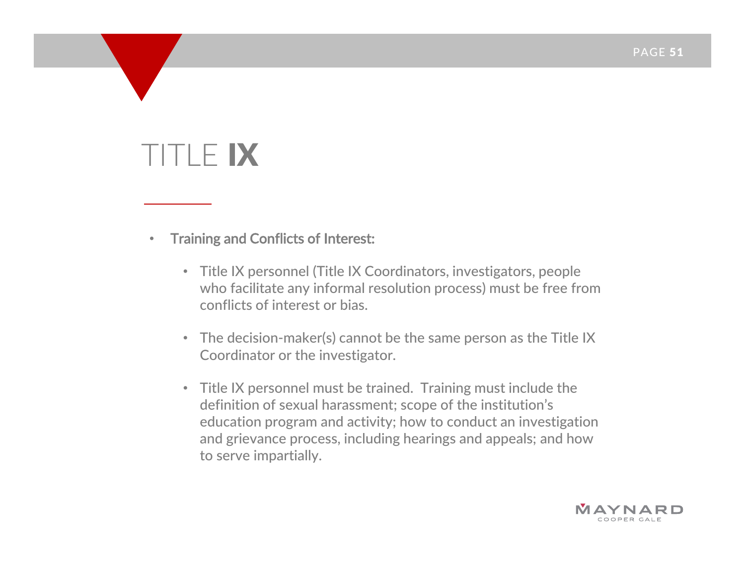# TITLE IX

- **Training and Conflicts of Interest:**
  - Title IX personnel (Title IX Coordinators, investigators, people who facilitate any informal resolution process) must be free from conflicts of interest or bias.
  - The decision-maker(s) cannot be the same person as the Title IX Coordinator or the investigator.
  - Title IX personnel must be trained. Training must include the definition of sexual harassment; scope of the institution's education program and activity; how to conduct an investigation and grievance process, including hearings and appeals; and how to serve impartially.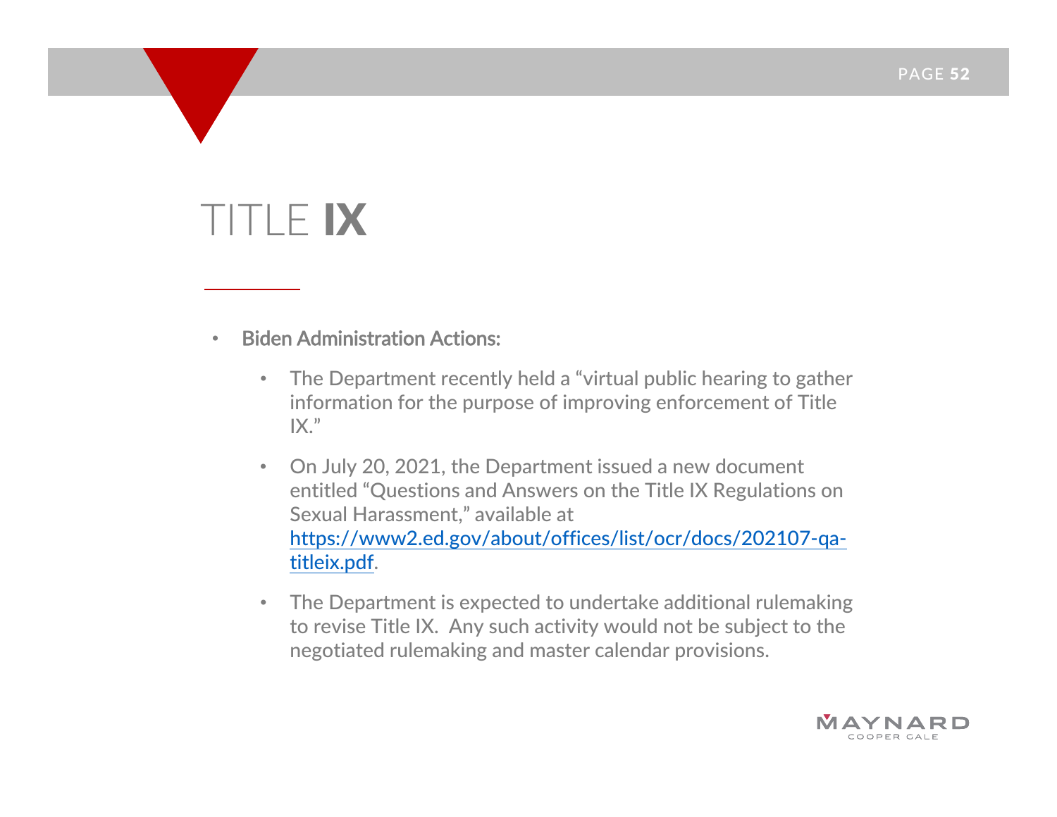# TITLE IX

- **Biden Administration Actions:**
  - The Department recently held a "virtual public hearing to gather information for the purpose of improving enforcement of Title IX."
  - On July 20, 2021, the Department issued a new document entitled "Questions and Answers on the Title IX Regulations on Sexual Harassment," available at [https://www2.ed.gov/about/offices/list/ocr/docs/202107-qa-titleix.pdf](https://www2.ed.gov/about/offices/list/ocr/docs/202107-qa-titleix.pdf).
  - The Department is expected to undertake additional rulemaking to revise Title IX. Any such activity would not be subject to the negotiated rulemaking and master calendar provisions.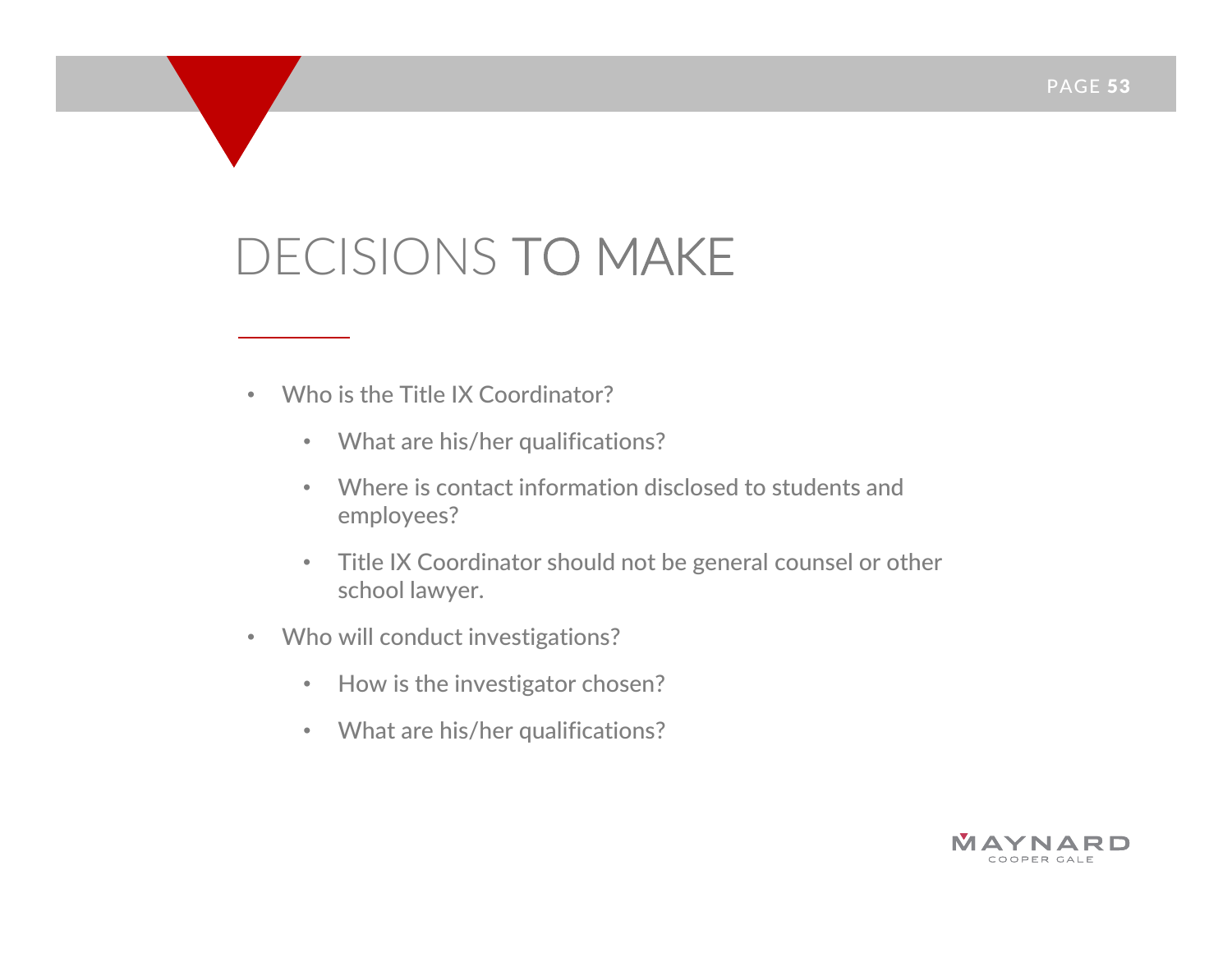# DECISIONS TO MAKE

- Who is the Title IX Coordinator?
  - What are his/her qualifications?
  - Where is contact information disclosed to students and employees?
  - Title IX Coordinator should not be general counsel or other school lawyer.
- Who will conduct investigations?
  - How is the investigator chosen?
  - What are his/her qualifications?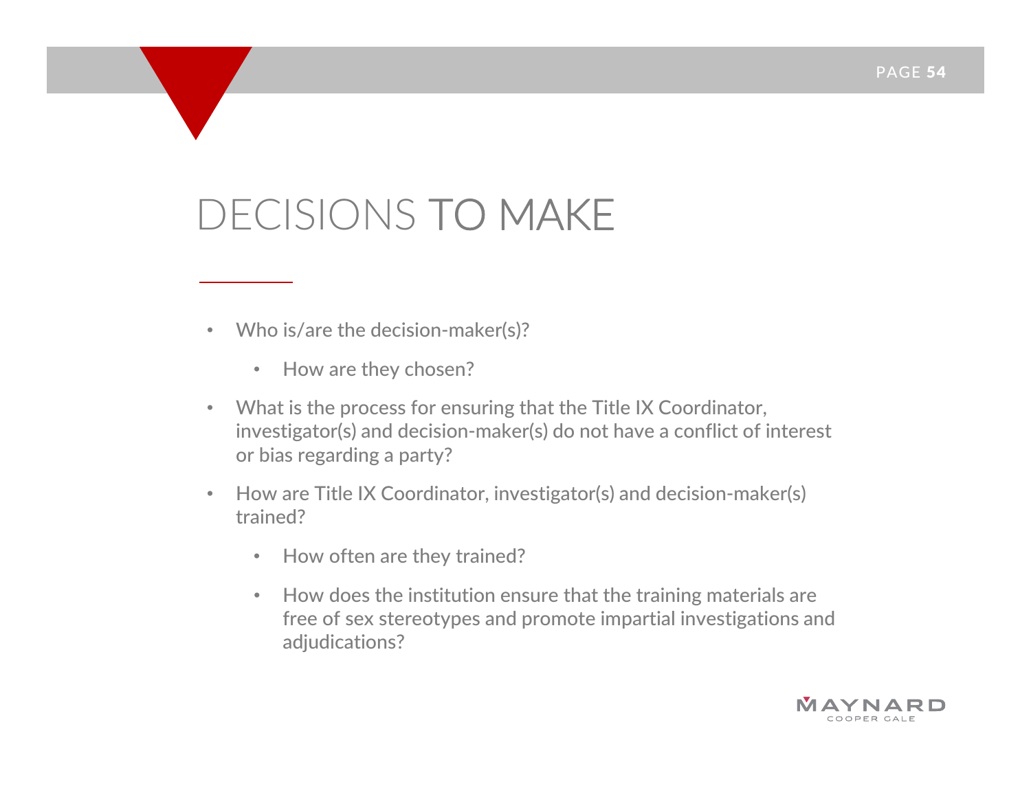# DECISIONS TO MAKE

- Who is/are the decision-maker(s)?
  - How are they chosen?
- What is the process for ensuring that the Title IX Coordinator, investigator(s) and decision-maker(s) do not have a conflict of interest or bias regarding a party?
- How are Title IX Coordinator, investigator(s) and decision-maker(s) trained?
  - How often are they trained?
  - How does the institution ensure that the training materials are free of sex stereotypes and promote impartial investigations and adjudications?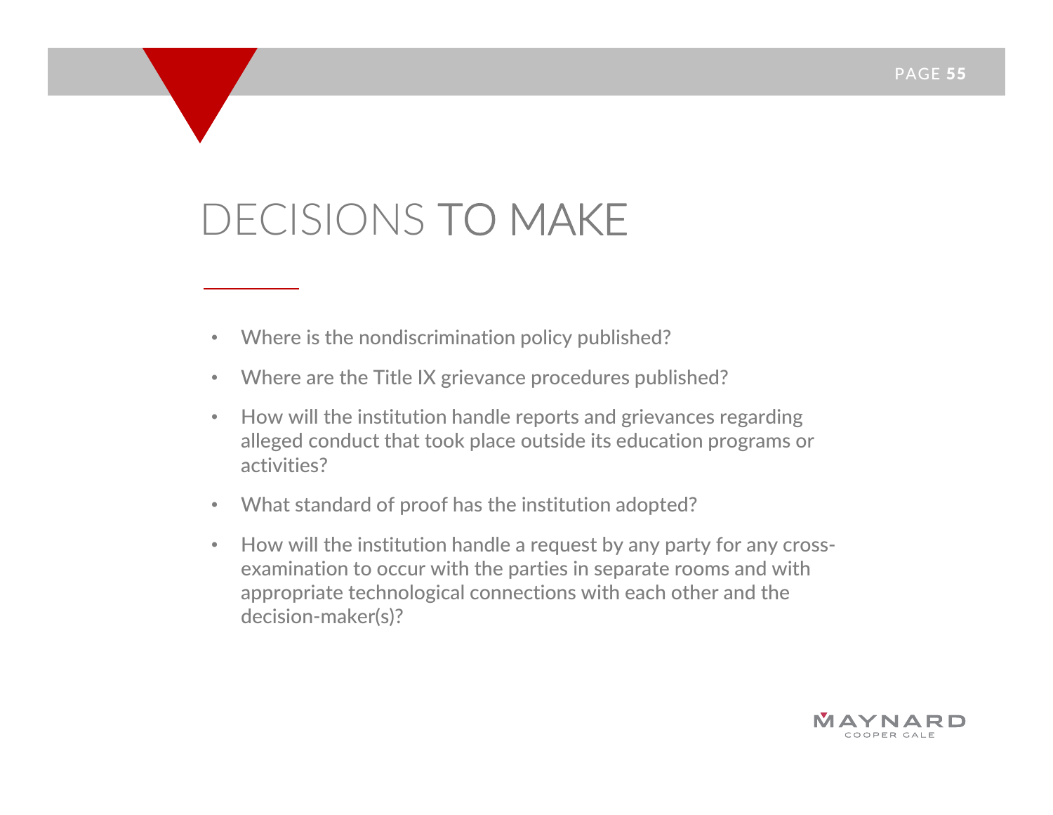# DECISIONS TO MAKE

- Where is the nondiscrimination policy published?
- Where are the Title IX grievance procedures published?
- How will the institution handle reports and grievances regarding alleged conduct that took place outside its education programs or activities?
- What standard of proof has the institution adopted?
- How will the institution handle a request by any party for any cross-examination to occur with the parties in separate rooms and with appropriate technological connections with each other and the decision-maker(s)?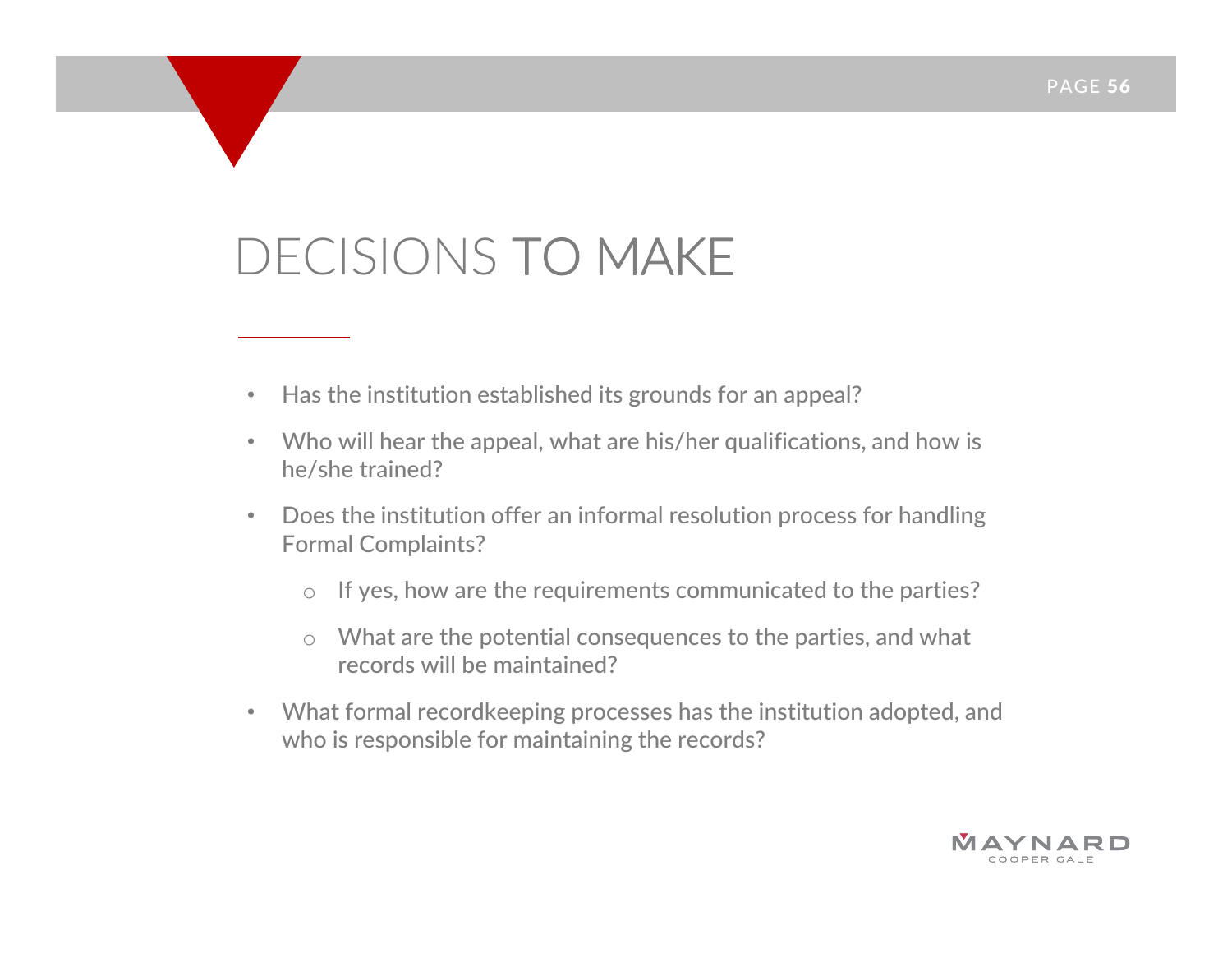# DECISIONS TO MAKE

- Has the institution established its grounds for an appeal?
- Who will hear the appeal, what are his/her qualifications, and how is he/she trained?
- Does the institution offer an informal resolution process for handling Formal Complaints?
  - If yes, how are the requirements communicated to the parties?
  - What are the potential consequences to the parties, and what records will be maintained?
- What formal recordkeeping processes has the institution adopted, and who is responsible for maintaining the records?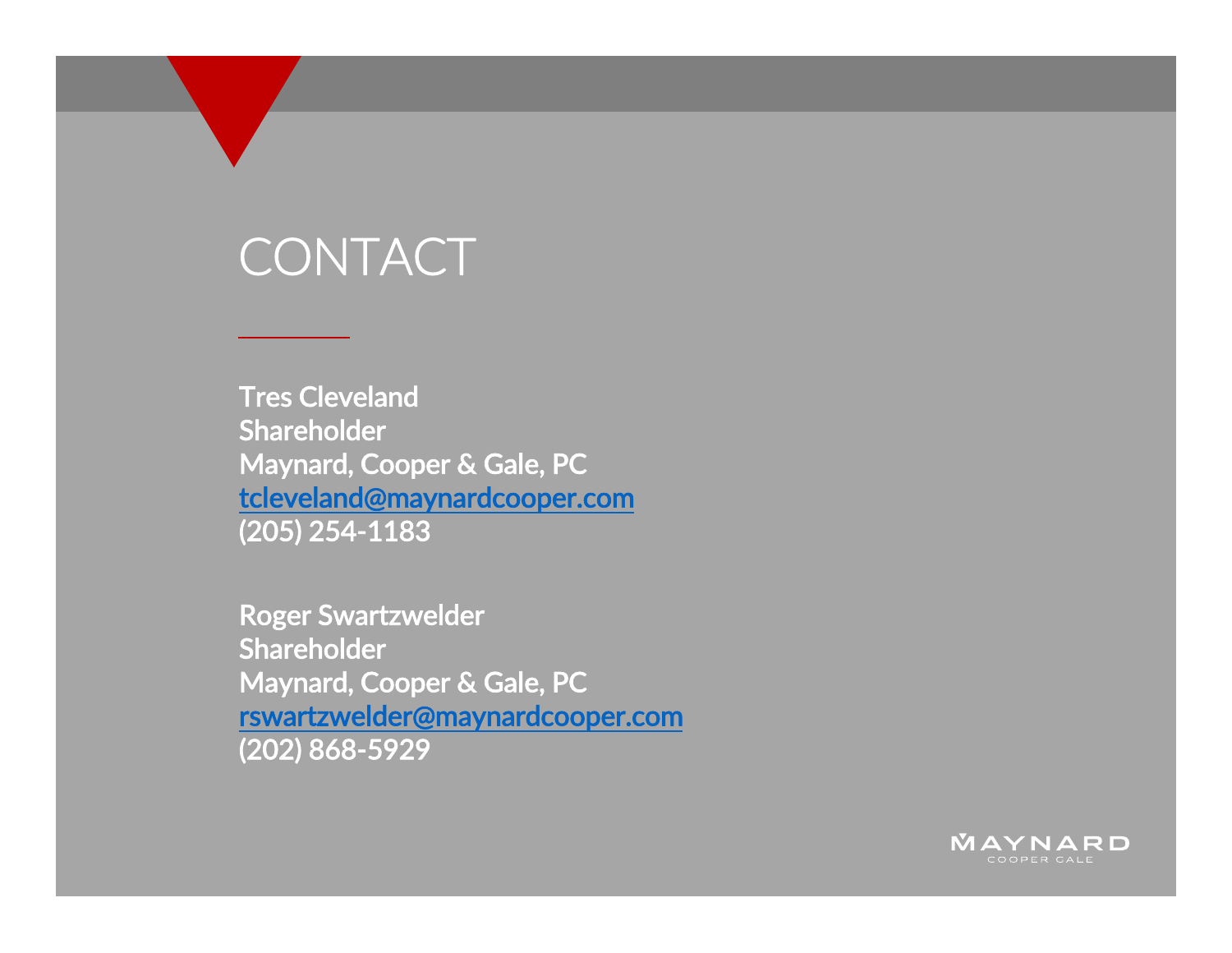# CONTACT

Tres Cleveland
Shareholder
Maynard, Cooper & Gale, PC
tcleveland@maynardcooper.com
(205) 254-1183

Roger Swartzwelder
Shareholder
Maynard, Cooper & Gale, PC
rswartzwelder@maynardcooper.com
(202) 868-5929

MAYNARD
COOPER GALE